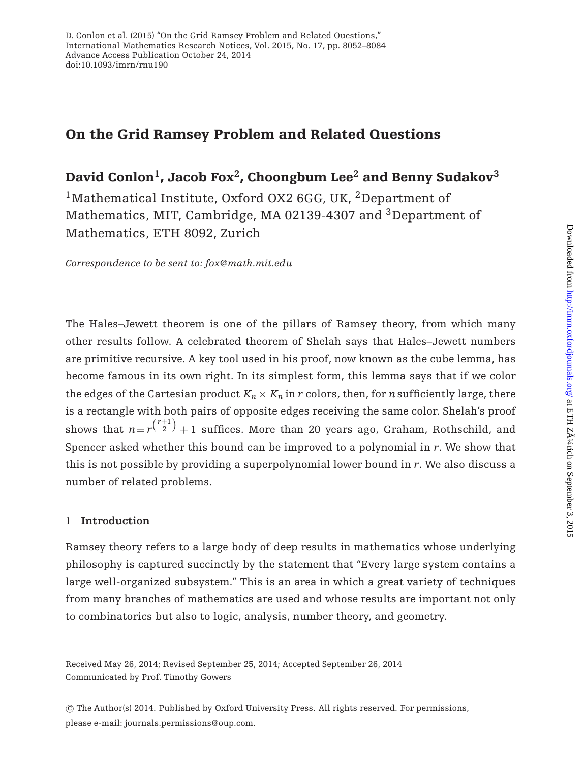D. Conlon et al. (2015) "On the Grid Ramsey Problem and Related Questions," International Mathematics Research Notices, Vol. 2015, No. 17, pp. 8052–8084
Advance Access Publication October 24, 2014
doi:10.1093/imrn/rnu190

# On the Grid Ramsey Problem and Related Questions

**David Conlon[1], Jacob Fox[2], Choongbum Lee[2] and Benny Sudakov[3]**

[1]Mathematical Institute, Oxford OX2 6GG, UK, [2]Department of Mathematics, MIT, Cambridge, MA 02139-4307 and [3]Department of Mathematics, ETH 8092, Zurich

*Correspondence to be sent to: fox@math.mit.edu*

The Hales–Jewett theorem is one of the pillars of Ramsey theory, from which many other results follow. A celebrated theorem of Shelah says that Hales–Jewett numbers are primitive recursive. A key tool used in his proof, now known as the cube lemma, has become famous in its own right. In its simplest form, this lemma says that if we color the edges of the Cartesian product $K_n \times K_n$ in $r$ colors, then, for $n$ sufficiently large, there is a rectangle with both pairs of opposite edges receiving the same color. Shelah's proof shows that $n = r^{\binom{r+1}{2}} + 1$ suffices. More than 20 years ago, Graham, Rothschild, and Spencer asked whether this bound can be improved to a polynomial in $r$. We show that this is not possible by providing a superpolynomial lower bound in $r$. We also discuss a number of related problems.

## 1 Introduction

Ramsey theory refers to a large body of deep results in mathematics whose underlying philosophy is captured succinctly by the statement that "Every large system contains a large well-organized subsystem." This is an area in which a great variety of techniques from many branches of mathematics are used and whose results are important not only to combinatorics but also to logic, analysis, number theory, and geometry.

Received May 26, 2014; Revised September 25, 2014; Accepted September 26, 2014
Communicated by Prof. Timothy Gowers

© The Author(s) 2014. Published by Oxford University Press. All rights reserved. For permissions, please e-mail: journals.permissions@oup.com.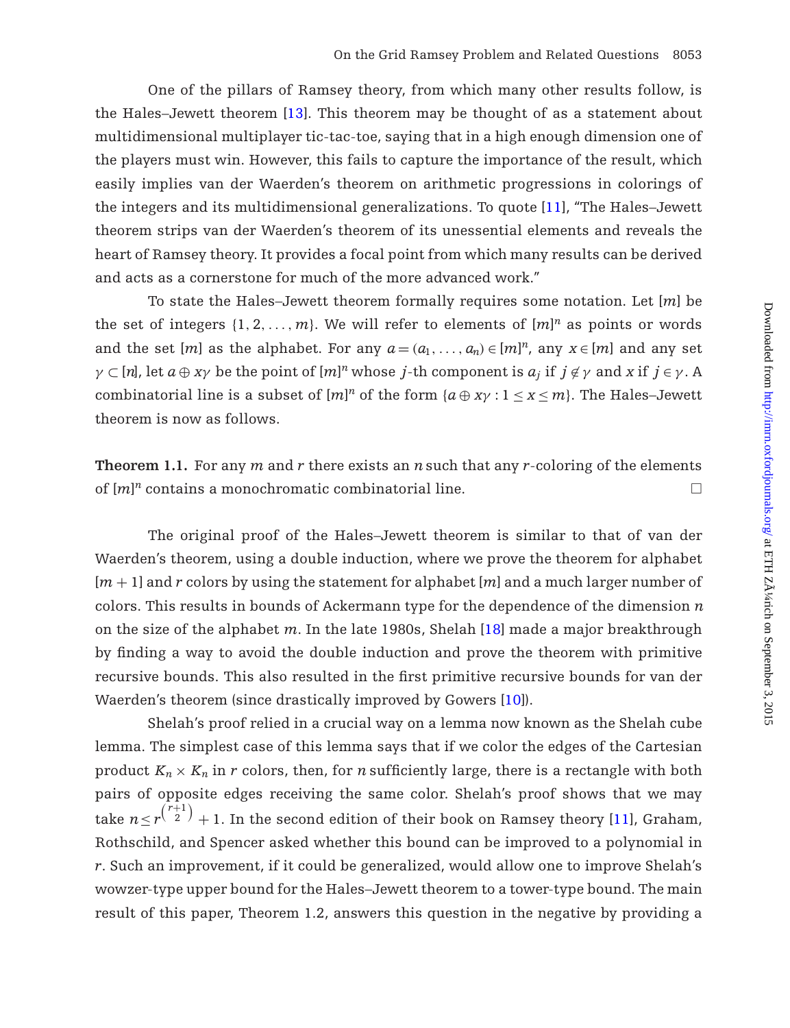One of the pillars of Ramsey theory, from which many other results follow, is the Hales–Jewett theorem [13]. This theorem may be thought of as a statement about multidimensional multiplayer tic-tac-toe, saying that in a high enough dimension one of the players must win. However, this fails to capture the importance of the result, which easily implies van der Waerden's theorem on arithmetic progressions in colorings of the integers and its multidimensional generalizations. To quote [11], "The Hales–Jewett theorem strips van der Waerden's theorem of its unessential elements and reveals the heart of Ramsey theory. It provides a focal point from which many results can be derived and acts as a cornerstone for much of the more advanced work."

To state the Hales–Jewett theorem formally requires some notation. Let $[m]$ be the set of integers $\{1, 2, \ldots, m\}$. We will refer to elements of $[m]^n$ as points or words and the set $[m]$ as the alphabet. For any $a = (a_1, \ldots, a_n) \in [m]^n$, any $x \in [m]$ and any set $\gamma \subset [n]$, let $a \oplus x\gamma$ be the point of $[m]^n$ whose $j$-th component is $a_j$ if $j \notin \gamma$ and $x$ if $j \in \gamma$. A combinatorial line is a subset of $[m]^n$ of the form $\{a \oplus x\gamma : 1 \le x \le m\}$. The Hales–Jewett theorem is now as follows.

**Theorem 1.1.** For any $m$ and $r$ there exists an $n$ such that any $r$-coloring of the elements of $[m]^n$ contains a monochromatic combinatorial line. □

The original proof of the Hales–Jewett theorem is similar to that of van der Waerden's theorem, using a double induction, where we prove the theorem for alphabet $[m+1]$ and $r$ colors by using the statement for alphabet $[m]$ and a much larger number of colors. This results in bounds of Ackermann type for the dependence of the dimension $n$ on the size of the alphabet $m$. In the late 1980s, Shelah [18] made a major breakthrough by finding a way to avoid the double induction and prove the theorem with primitive recursive bounds. This also resulted in the first primitive recursive bounds for van der Waerden's theorem (since drastically improved by Gowers [10]).

Shelah's proof relied in a crucial way on a lemma now known as the Shelah cube lemma. The simplest case of this lemma says that if we color the edges of the Cartesian product $K_n \times K_n$ in $r$ colors, then, for $n$ sufficiently large, there is a rectangle with both pairs of opposite edges receiving the same color. Shelah's proof shows that we may take $n \le r^{\binom{r+1}{2}} + 1$. In the second edition of their book on Ramsey theory [11], Graham, Rothschild, and Spencer asked whether this bound can be improved to a polynomial in $r$. Such an improvement, if it could be generalized, would allow one to improve Shelah's wowzer-type upper bound for the Hales–Jewett theorem to a tower-type bound. The main result of this paper, Theorem 1.2, answers this question in the negative by providing a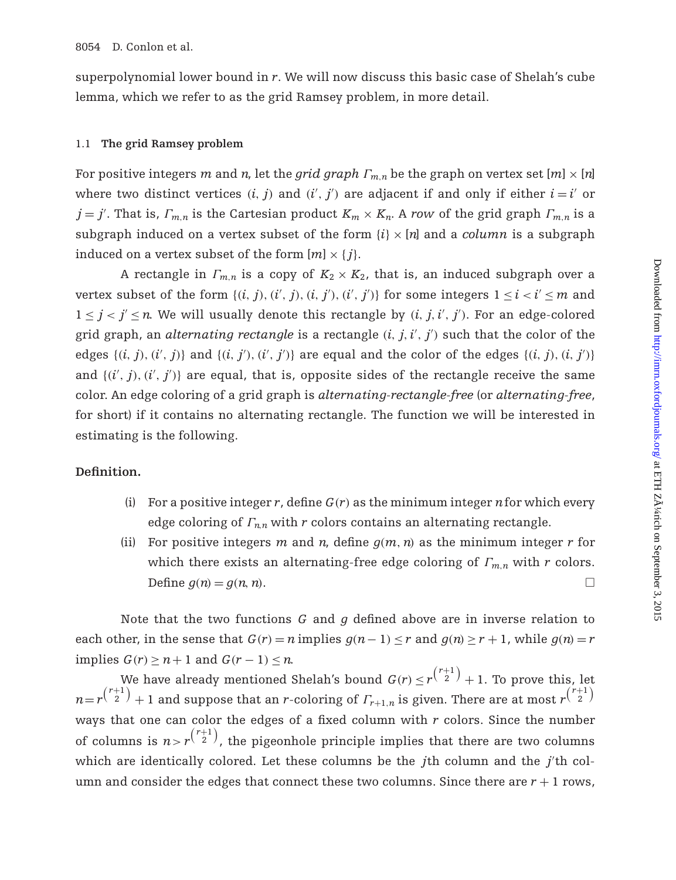superpolynomial lower bound in $r$. We will now discuss this basic case of Shelah's cube lemma, which we refer to as the grid Ramsey problem, in more detail.

### 1.1 The grid Ramsey problem

For positive integers $m$ and $n$, let the *grid graph* $\Gamma_{m,n}$ be the graph on vertex set $[m] \times [n]$ where two distinct vertices $(i, j)$ and $(i', j')$ are adjacent if and only if either $i = i'$ or $j = j'$. That is, $\Gamma_{m,n}$ is the Cartesian product $K_m \times K_n$. A *row* of the grid graph $\Gamma_{m,n}$ is a subgraph induced on a vertex subset of the form $\{i\} \times [n]$ and a *column* is a subgraph induced on a vertex subset of the form $[m] \times \{j\}$.

A rectangle in $\Gamma_{m,n}$ is a copy of $K_2 \times K_2$, that is, an induced subgraph over a vertex subset of the form $\{(i, j), (i', j), (i, j'), (i', j')\}$ for some integers $1 \le i < i' \le m$ and $1 \le j < j' \le n$. We will usually denote this rectangle by $(i, j, i', j')$. For an edge-colored grid graph, an *alternating rectangle* is a rectangle $(i, j, i', j')$ such that the color of the edges $\{(i, j), (i', j)\}$ and $\{(i, j'), (i', j')\}$ are equal and the color of the edges $\{(i, j), (i, j')\}$ and $\{(i', j), (i', j')\}$ are equal, that is, opposite sides of the rectangle receive the same color. An edge coloring of a grid graph is *alternating-rectangle-free* (or *alternating-free*, for short) if it contains no alternating rectangle. The function we will be interested in estimating is the following.

**Definition.**

(i) For a positive integer $r$, define $G(r)$ as the minimum integer $n$ for which every edge coloring of $\Gamma_{n,n}$ with $r$ colors contains an alternating rectangle.

(ii) For positive integers $m$ and $n$, define $g(m, n)$ as the minimum integer $r$ for which there exists an alternating-free edge coloring of $\Gamma_{m,n}$ with $r$ colors. Define $g(n) = g(n, n)$. □

Note that the two functions $G$ and $g$ defined above are in inverse relation to each other, in the sense that $G(r) = n$ implies $g(n-1) \le r$ and $g(n) \ge r+1$, while $g(n) = r$ implies $G(r) \ge n+1$ and $G(r-1) \le n$.

We have already mentioned Shelah's bound $G(r) \le r^{\binom{r+1}{2}} + 1$. To prove this, let $n = r^{\binom{r+1}{2}} + 1$ and suppose that an $r$-coloring of $\Gamma_{r+1,n}$ is given. There are at most $r^{\binom{r+1}{2}}$ ways that one can color the edges of a fixed column with $r$ colors. Since the number of columns is $n > r^{\binom{r+1}{2}}$, the pigeonhole principle implies that there are two columns which are identically colored. Let these columns be the $j$th column and the $j'$th column and consider the edges that connect these two columns. Since there are $r+1$ rows,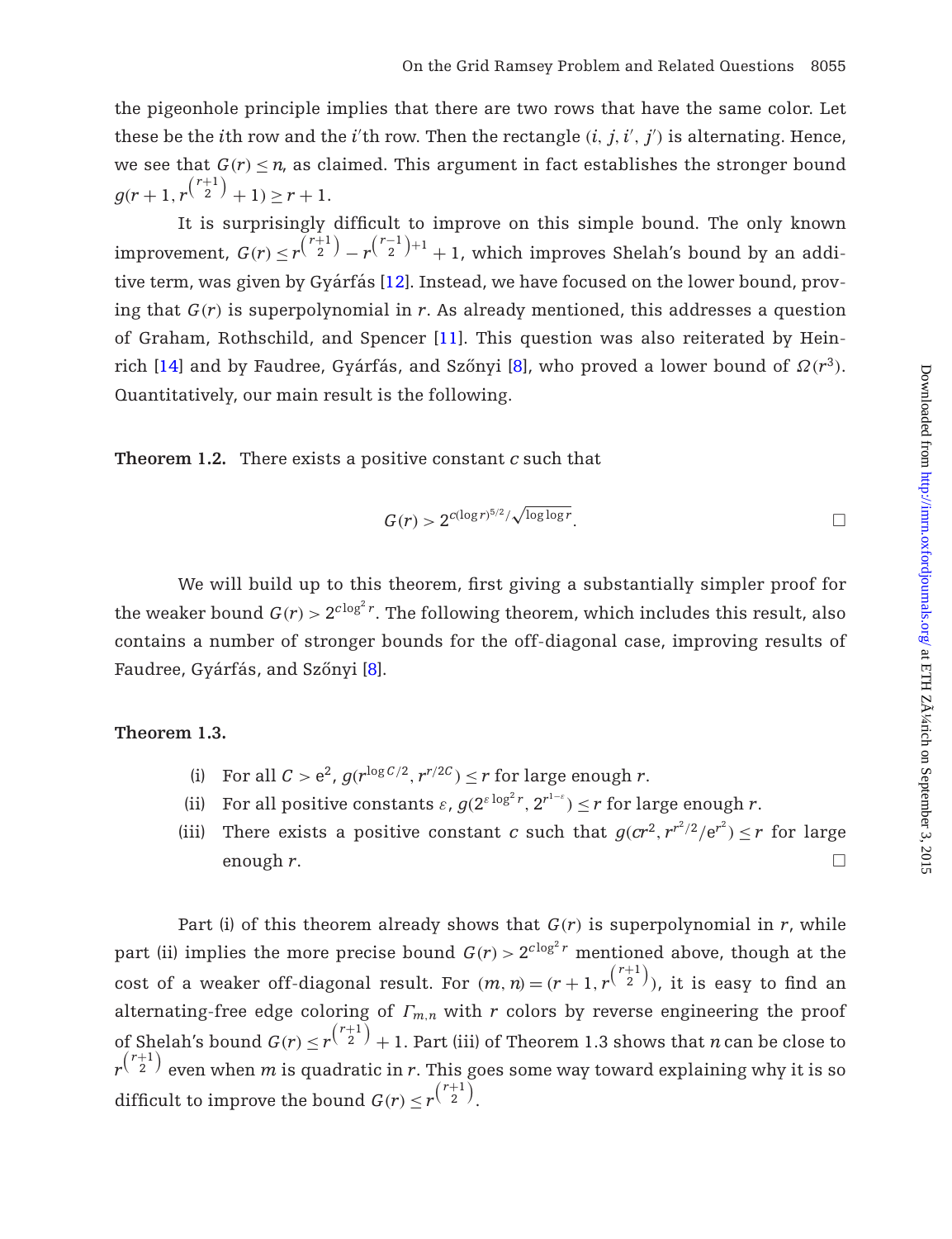the pigeonhole principle implies that there are two rows that have the same color. Let these be the $i$th row and the $i'$th row. Then the rectangle $(i, j, i', j')$ is alternating. Hence, we see that $G(r) \le n$, as claimed. This argument in fact establishes the stronger bound $g(r+1, r^{\binom{r+1}{2}} + 1) \ge r+1$.

It is surprisingly difficult to improve on this simple bound. The only known improvement, $G(r) \le r^{\binom{r+1}{2}} - r^{\binom{r-1}{2}+1} + 1$, which improves Shelah's bound by an additive term, was given by Gyárfás [12]. Instead, we have focused on the lower bound, proving that $G(r)$ is superpolynomial in $r$. As already mentioned, this addresses a question of Graham, Rothschild, and Spencer [11]. This question was also reiterated by Heinrich [14] and by Faudree, Gyárfás, and Szőnyi [8], who proved a lower bound of $\Omega(r^3)$. Quantitatively, our main result is the following.

**Theorem 1.2.** There exists a positive constant $c$ such that

$$G(r) > 2^{c(\log r)^{5/2}/\sqrt{\log\log r}}.$$

We will build up to this theorem, first giving a substantially simpler proof for the weaker bound $G(r) > 2^{c\log^2 r}$. The following theorem, which includes this result, also contains a number of stronger bounds for the off-diagonal case, improving results of Faudree, Gyárfás, and Szőnyi [8].

**Theorem 1.3.**

(i) For all $C > e^2$, $g(r^{\log C/2}, r^{r/2C}) \le r$ for large enough $r$.

(ii) For all positive constants $\varepsilon$, $g(2^{\varepsilon \log^2 r}, 2^{r^{1-\varepsilon}}) \le r$ for large enough $r$.

(iii) There exists a positive constant $c$ such that $g(cr^2, r^{r^2/2}/e^{r^2}) \le r$ for large enough $r$.

Part (i) of this theorem already shows that $G(r)$ is superpolynomial in $r$, while part (ii) implies the more precise bound $G(r) > 2^{c\log^2 r}$ mentioned above, though at the cost of a weaker off-diagonal result. For $(m, n) = (r+1, r^{\binom{r+1}{2}})$, it is easy to find an alternating-free edge coloring of $\Gamma_{m,n}$ with $r$ colors by reverse engineering the proof of Shelah's bound $G(r) \le r^{\binom{r+1}{2}} + 1$. Part (iii) of Theorem 1.3 shows that $n$ can be close to $r^{\binom{r+1}{2}}$ even when $m$ is quadratic in $r$. This goes some way toward explaining why it is so difficult to improve the bound $G(r) \le r^{\binom{r+1}{2}}$.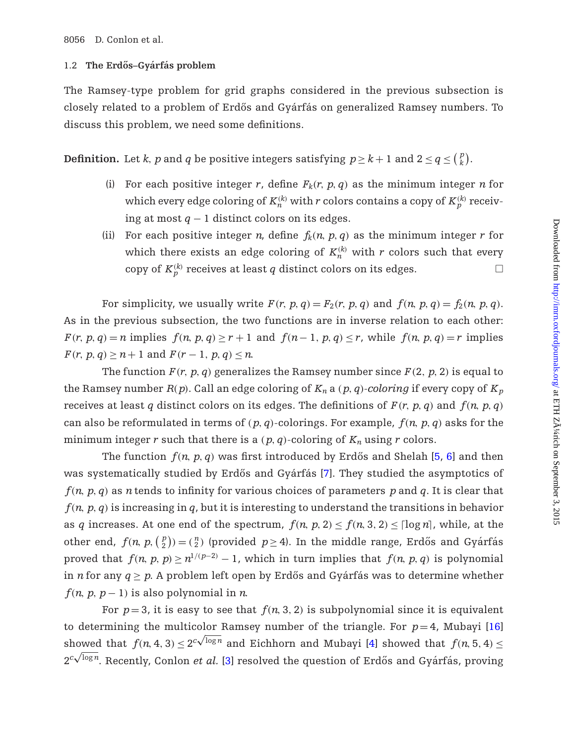### 1.2 The Erdős–Gyárfás problem

The Ramsey-type problem for grid graphs considered in the previous subsection is closely related to a problem of Erdős and Gyárfás on generalized Ramsey numbers. To discuss this problem, we need some definitions.

**Definition.** Let $k$, $p$ and $q$ be positive integers satisfying $p \geq k+1$ and $2 \leq q \leq \binom{p}{k}$.

(i) For each positive integer $r$, define $F_k(r, p, q)$ as the minimum integer $n$ for which every edge coloring of $K_n^{(k)}$ with $r$ colors contains a copy of $K_p^{(k)}$ receiving at most $q-1$ distinct colors on its edges.

(ii) For each positive integer $n$, define $f_k(n, p, q)$ as the minimum integer $r$ for which there exists an edge coloring of $K_n^{(k)}$ with $r$ colors such that every copy of $K_p^{(k)}$ receives at least $q$ distinct colors on its edges. □

For simplicity, we usually write $F(r, p, q) = F_2(r, p, q)$ and $f(n, p, q) = f_2(n, p, q)$. As in the previous subsection, the two functions are in inverse relation to each other: $F(r, p, q) = n$ implies $f(n, p, q) \geq r+1$ and $f(n-1, p, q) \leq r$, while $f(n, p, q) = r$ implies $F(r, p, q) \geq n+1$ and $F(r-1, p, q) \leq n$.

The function $F(r, p, q)$ generalizes the Ramsey number since $F(2, p, 2)$ is equal to the Ramsey number $R(p)$. Call an edge coloring of $K_n$ a $(p, q)$-*coloring* if every copy of $K_p$ receives at least $q$ distinct colors on its edges. The definitions of $F(r, p, q)$ and $f(n, p, q)$ can also be reformulated in terms of $(p, q)$-colorings. For example, $f(n, p, q)$ asks for the minimum integer $r$ such that there is a $(p, q)$-coloring of $K_n$ using $r$ colors.

The function $f(n, p, q)$ was first introduced by Erdős and Shelah [5, 6] and then was systematically studied by Erdős and Gyárfás [7]. They studied the asymptotics of $f(n, p, q)$ as $n$ tends to infinity for various choices of parameters $p$ and $q$. It is clear that $f(n, p, q)$ is increasing in $q$, but it is interesting to understand the transitions in behavior as $q$ increases. At one end of the spectrum, $f(n, p, 2) \leq f(n, 3, 2) \leq \lceil \log n \rceil$, while, at the other end, $f(n, p, \binom{p}{2}) = \binom{n}{2}$ (provided $p \geq 4$). In the middle range, Erdős and Gyárfás proved that $f(n, p, p) \geq n^{1/(p-2)} - 1$, which in turn implies that $f(n, p, q)$ is polynomial in $n$ for any $q \geq p$. A problem left open by Erdős and Gyárfás was to determine whether $f(n, p, p-1)$ is also polynomial in $n$.

For $p = 3$, it is easy to see that $f(n, 3, 2)$ is subpolynomial since it is equivalent to determining the multicolor Ramsey number of the triangle. For $p = 4$, Mubayi [16] showed that $f(n, 4, 3) \leq 2^{c\sqrt{\log n}}$ and Eichhorn and Mubayi [4] showed that $f(n, 5, 4) \leq 2^{c\sqrt{\log n}}$. Recently, Conlon *et al.* [3] resolved the question of Erdős and Gyárfás, proving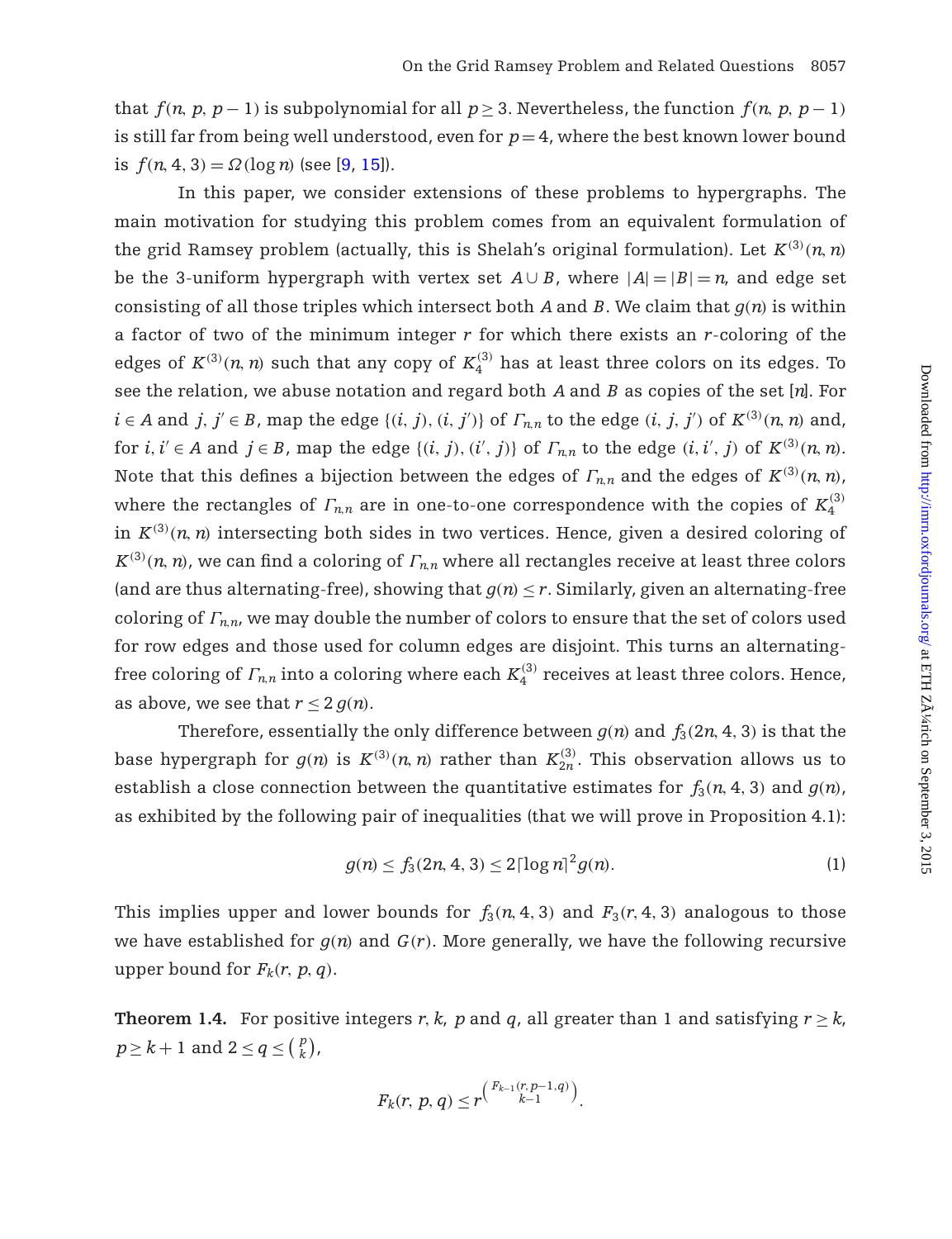that $f(n, p, p-1)$ is subpolynomial for all $p \geq 3$. Nevertheless, the function $f(n, p, p-1)$ is still far from being well understood, even for $p = 4$, where the best known lower bound is $f(n, 4, 3) = \Omega(\log n)$ (see [9, 15]).

In this paper, we consider extensions of these problems to hypergraphs. The main motivation for studying this problem comes from an equivalent formulation of the grid Ramsey problem (actually, this is Shelah's original formulation). Let $K^{(3)}(n, n)$ be the 3-uniform hypergraph with vertex set $A \cup B$, where $|A| = |B| = n$, and edge set consisting of all those triples which intersect both $A$ and $B$. We claim that $g(n)$ is within a factor of two of the minimum integer $r$ for which there exists an $r$-coloring of the edges of $K^{(3)}(n, n)$ such that any copy of $K_4^{(3)}$ has at least three colors on its edges. To see the relation, we abuse notation and regard both $A$ and $B$ as copies of the set $[n]$. For $i \in A$ and $j, j' \in B$, map the edge $\{(i, j), (i, j')\}$ of $\Gamma_{n,n}$ to the edge $(i, j, j')$ of $K^{(3)}(n, n)$ and, for $i, i' \in A$ and $j \in B$, map the edge $\{(i, j), (i', j)\}$ of $\Gamma_{n,n}$ to the edge $(i, i', j)$ of $K^{(3)}(n, n)$. Note that this defines a bijection between the edges of $\Gamma_{n,n}$ and the edges of $K^{(3)}(n, n)$, where the rectangles of $\Gamma_{n,n}$ are in one-to-one correspondence with the copies of $K_4^{(3)}$ in $K^{(3)}(n, n)$ intersecting both sides in two vertices. Hence, given a desired coloring of $K^{(3)}(n, n)$, we can find a coloring of $\Gamma_{n,n}$ where all rectangles receive at least three colors (and are thus alternating-free), showing that $g(n) \leq r$. Similarly, given an alternating-free coloring of $\Gamma_{n,n}$, we may double the number of colors to ensure that the set of colors used for row edges and those used for column edges are disjoint. This turns an alternating-free coloring of $\Gamma_{n,n}$ into a coloring where each $K_4^{(3)}$ receives at least three colors. Hence, as above, we see that $r \leq 2\,g(n)$.

Therefore, essentially the only difference between $g(n)$ and $f_3(2n, 4, 3)$ is that the base hypergraph for $g(n)$ is $K^{(3)}(n, n)$ rather than $K_{2n}^{(3)}$. This observation allows us to establish a close connection between the quantitative estimates for $f_3(n, 4, 3)$ and $g(n)$, as exhibited by the following pair of inequalities (that we will prove in Proposition 4.1):

$$g(n) \leq f_3(2n, 4, 3) \leq 2\lceil \log n \rceil^2 g(n). \tag{1}$$

This implies upper and lower bounds for $f_3(n, 4, 3)$ and $F_3(r, 4, 3)$ analogous to those we have established for $g(n)$ and $G(r)$. More generally, we have the following recursive upper bound for $F_k(r, p, q)$.

**Theorem 1.4.** For positive integers $r$, $k$, $p$ and $q$, all greater than 1 and satisfying $r \geq k$, $p \geq k+1$ and $2 \leq q \leq \binom{p}{k}$,

$$F_k(r, p, q) \leq r^{\binom{F_{k-1}(r, p-1, q)}{k-1}}.$$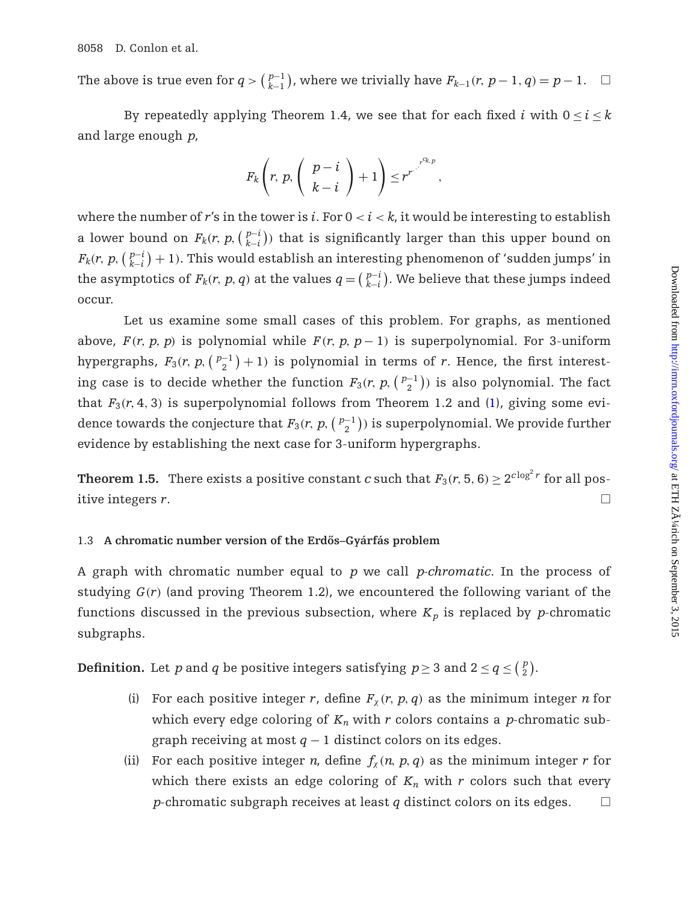The above is true even for $q > \binom{p-1}{k-1}$, where we trivially have $F_{k-1}(r, p-1, q) = p-1$. $\square$

By repeatedly applying Theorem 1.4, we see that for each fixed $i$ with $0 \le i \le k$ and large enough $p$,

$$F_k\left(r, p, \binom{p-i}{k-i} + 1\right) \le r^{r^{\cdot^{\cdot^{\cdot^{r^{c_{k,p}}}}}}},$$

where the number of $r$'s in the tower is $i$. For $0 < i < k$, it would be interesting to establish a lower bound on $F_k(r, p, \binom{p-i}{k-i})$ that is significantly larger than this upper bound on $F_k(r, p, \binom{p-i}{k-i} + 1)$. This would establish an interesting phenomenon of 'sudden jumps' in the asymptotics of $F_k(r, p, q)$ at the values $q = \binom{p-i}{k-i}$. We believe that these jumps indeed occur.

Let us examine some small cases of this problem. For graphs, as mentioned above, $F(r, p, p)$ is polynomial while $F(r, p, p-1)$ is superpolynomial. For 3-uniform hypergraphs, $F_3(r, p, \binom{p-1}{2} + 1)$ is polynomial in terms of $r$. Hence, the first interesting case is to decide whether the function $F_3(r, p, \binom{p-1}{2})$ is also polynomial. The fact that $F_3(r, 4, 3)$ is superpolynomial follows from Theorem 1.2 and (1), giving some evidence towards the conjecture that $F_3(r, p, \binom{p-1}{2})$ is superpolynomial. We provide further evidence by establishing the next case for 3-uniform hypergraphs.

**Theorem 1.5.** There exists a positive constant $c$ such that $F_3(r, 5, 6) \ge 2^{c \log^2 r}$ for all positive integers $r$. $\square$

### 1.3 A chromatic number version of the Erdős–Gyárfás problem

A graph with chromatic number equal to $p$ we call *p-chromatic*. In the process of studying $G(r)$ (and proving Theorem 1.2), we encountered the following variant of the functions discussed in the previous subsection, where $K_p$ is replaced by $p$-chromatic subgraphs.

**Definition.** Let $p$ and $q$ be positive integers satisfying $p \ge 3$ and $2 \le q \le \binom{p}{2}$.

(i) For each positive integer $r$, define $F_\chi(r, p, q)$ as the minimum integer $n$ for which every edge coloring of $K_n$ with $r$ colors contains a $p$-chromatic subgraph receiving at most $q-1$ distinct colors on its edges.

(ii) For each positive integer $n$, define $f_\chi(n, p, q)$ as the minimum integer $r$ for which there exists an edge coloring of $K_n$ with $r$ colors such that every $p$-chromatic subgraph receives at least $q$ distinct colors on its edges. $\square$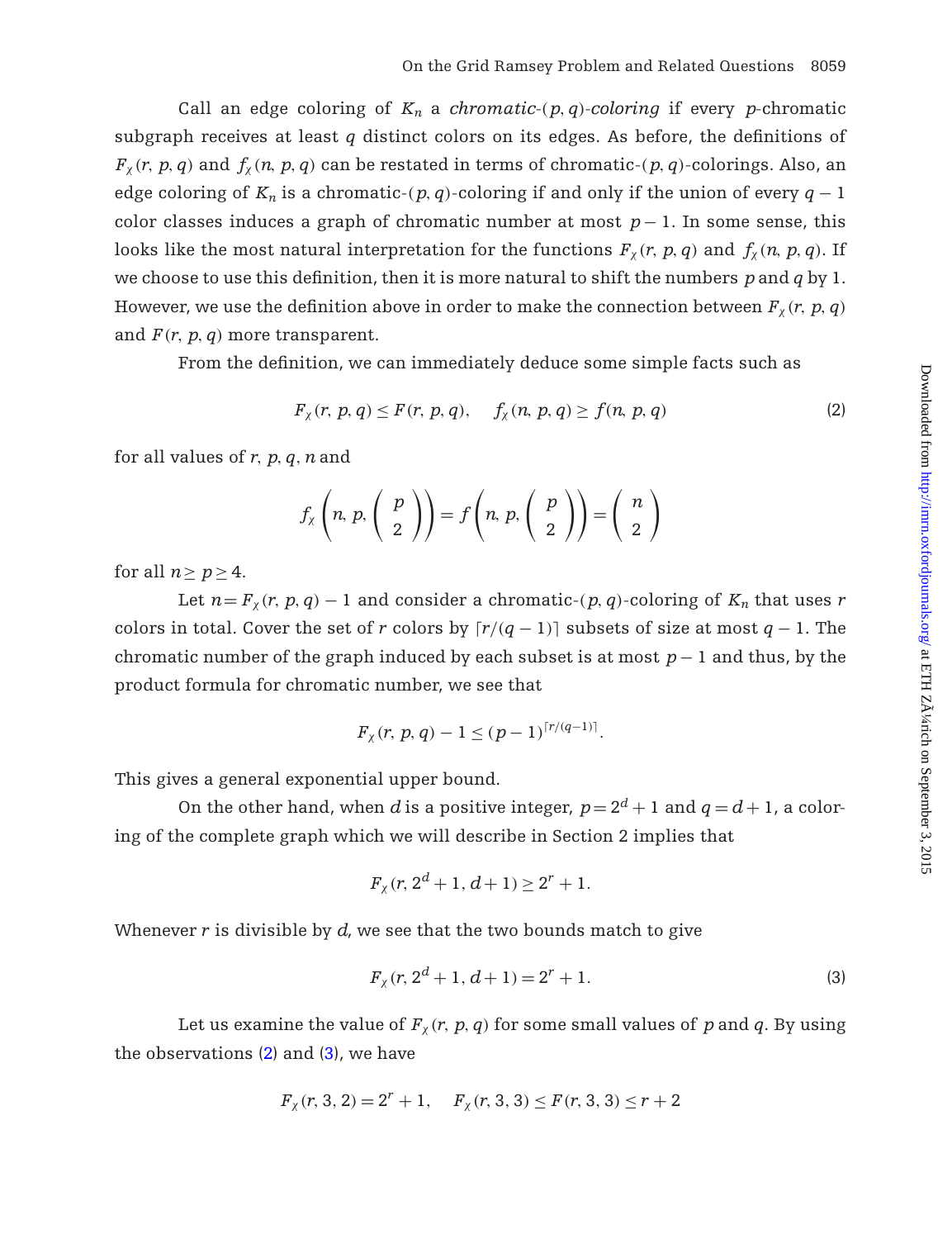Call an edge coloring of $K_n$ a *chromatic-$(p, q)$-coloring* if every $p$-chromatic subgraph receives at least $q$ distinct colors on its edges. As before, the definitions of $F_\chi(r, p, q)$ and $f_\chi(n, p, q)$ can be restated in terms of chromatic-$(p, q)$-colorings. Also, an edge coloring of $K_n$ is a chromatic-$(p, q)$-coloring if and only if the union of every $q-1$ color classes induces a graph of chromatic number at most $p-1$. In some sense, this looks like the most natural interpretation for the functions $F_\chi(r, p, q)$ and $f_\chi(n, p, q)$. If we choose to use this definition, then it is more natural to shift the numbers $p$ and $q$ by 1. However, we use the definition above in order to make the connection between $F_\chi(r, p, q)$ and $F(r, p, q)$ more transparent.

From the definition, we can immediately deduce some simple facts such as

$$F_\chi(r, p, q) \leq F(r, p, q), \quad f_\chi(n, p, q) \geq f(n, p, q) \tag{2}$$

for all values of $r, p, q, n$ and

$$f_\chi\left(n, p, \binom{p}{2}\right) = f\left(n, p, \binom{p}{2}\right) = \binom{n}{2}$$

for all $n \geq p \geq 4$.

Let $n = F_\chi(r, p, q) - 1$ and consider a chromatic-$(p, q)$-coloring of $K_n$ that uses $r$ colors in total. Cover the set of $r$ colors by $\lceil r/(q-1) \rceil$ subsets of size at most $q-1$. The chromatic number of the graph induced by each subset is at most $p-1$ and thus, by the product formula for chromatic number, we see that

$$F_\chi(r, p, q) - 1 \leq (p-1)^{\lceil r/(q-1) \rceil}.$$

This gives a general exponential upper bound.

On the other hand, when $d$ is a positive integer, $p = 2^d + 1$ and $q = d + 1$, a coloring of the complete graph which we will describe in Section 2 implies that

$$F_\chi(r, 2^d + 1, d + 1) \geq 2^r + 1.$$

Whenever $r$ is divisible by $d$, we see that the two bounds match to give

$$F_\chi(r, 2^d + 1, d + 1) = 2^r + 1. \tag{3}$$

Let us examine the value of $F_\chi(r, p, q)$ for some small values of $p$ and $q$. By using the observations (2) and (3), we have

$$F_\chi(r, 3, 2) = 2^r + 1, \quad F_\chi(r, 3, 3) \leq F(r, 3, 3) \leq r + 2$$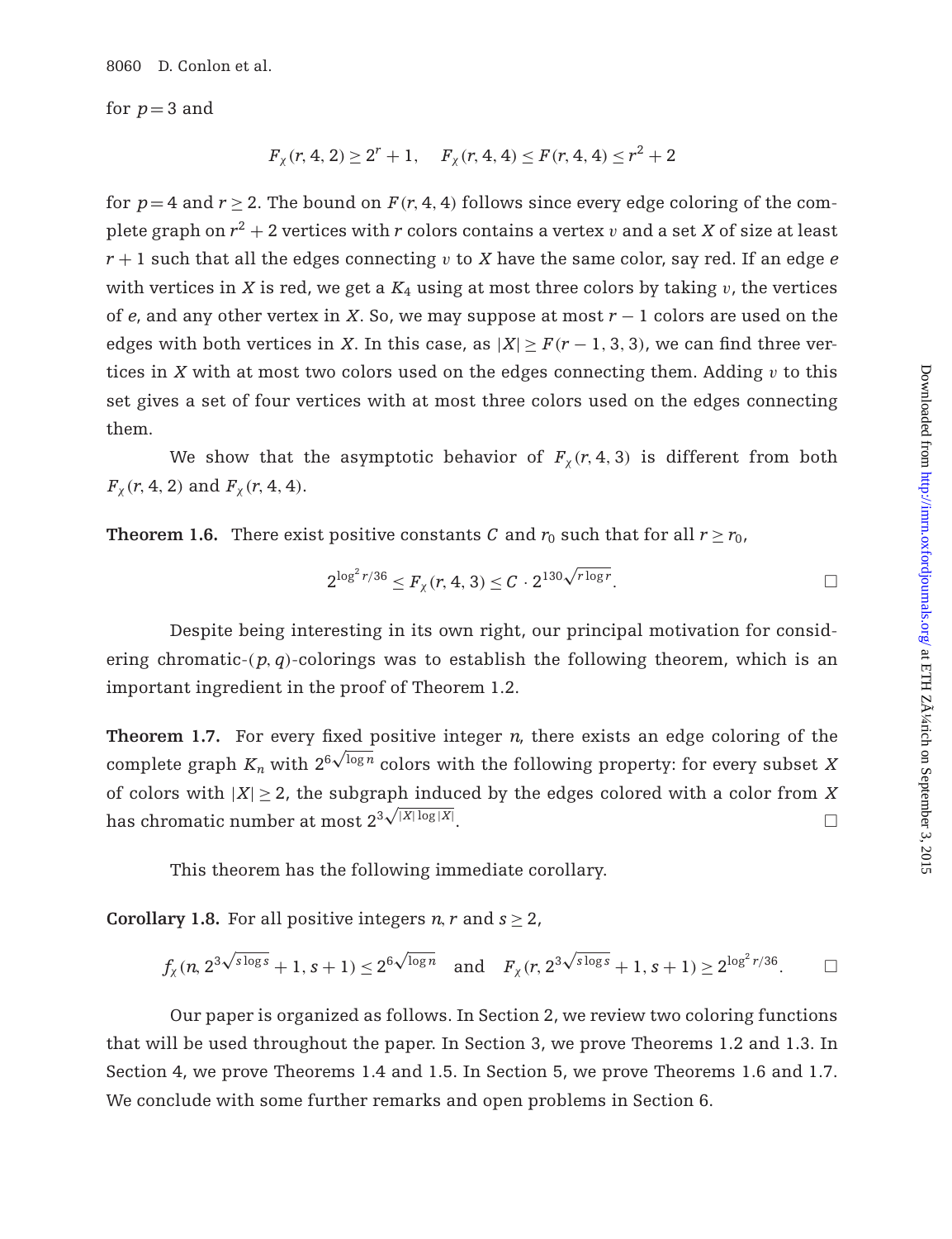for $p = 3$ and

$$F_\chi(r, 4, 2) \geq 2^r + 1, \quad F_\chi(r, 4, 4) \leq F(r, 4, 4) \leq r^2 + 2$$

for $p = 4$ and $r \geq 2$. The bound on $F(r, 4, 4)$ follows since every edge coloring of the complete graph on $r^2 + 2$ vertices with $r$ colors contains a vertex $v$ and a set $X$ of size at least $r + 1$ such that all the edges connecting $v$ to $X$ have the same color, say red. If an edge $e$ with vertices in $X$ is red, we get a $K_4$ using at most three colors by taking $v$, the vertices of $e$, and any other vertex in $X$. So, we may suppose at most $r - 1$ colors are used on the edges with both vertices in $X$. In this case, as $|X| \geq F(r - 1, 3, 3)$, we can find three vertices in $X$ with at most two colors used on the edges connecting them. Adding $v$ to this set gives a set of four vertices with at most three colors used on the edges connecting them.

We show that the asymptotic behavior of $F_\chi(r, 4, 3)$ is different from both $F_\chi(r, 4, 2)$ and $F_\chi(r, 4, 4)$.

**Theorem 1.6.** There exist positive constants $C$ and $r_0$ such that for all $r \geq r_0$,

$$2^{\log^2 r/36} \leq F_\chi(r, 4, 3) \leq C \cdot 2^{130\sqrt{r \log r}}.$$

Despite being interesting in its own right, our principal motivation for considering chromatic-$(p, q)$-colorings was to establish the following theorem, which is an important ingredient in the proof of Theorem 1.2.

**Theorem 1.7.** For every fixed positive integer $n$, there exists an edge coloring of the complete graph $K_n$ with $2^{6\sqrt{\log n}}$ colors with the following property: for every subset $X$ of colors with $|X| \geq 2$, the subgraph induced by the edges colored with a color from $X$ has chromatic number at most $2^{3\sqrt{|X| \log |X|}}$.

This theorem has the following immediate corollary.

**Corollary 1.8.** For all positive integers $n$, $r$ and $s \geq 2$,

$$f_\chi(n, 2^{3\sqrt{s \log s}} + 1, s + 1) \leq 2^{6\sqrt{\log n}} \quad \text{and} \quad F_\chi(r, 2^{3\sqrt{s \log s}} + 1, s + 1) \geq 2^{\log^2 r/36}.$$

Our paper is organized as follows. In Section 2, we review two coloring functions that will be used throughout the paper. In Section 3, we prove Theorems 1.2 and 1.3. In Section 4, we prove Theorems 1.4 and 1.5. In Section 5, we prove Theorems 1.6 and 1.7. We conclude with some further remarks and open problems in Section 6.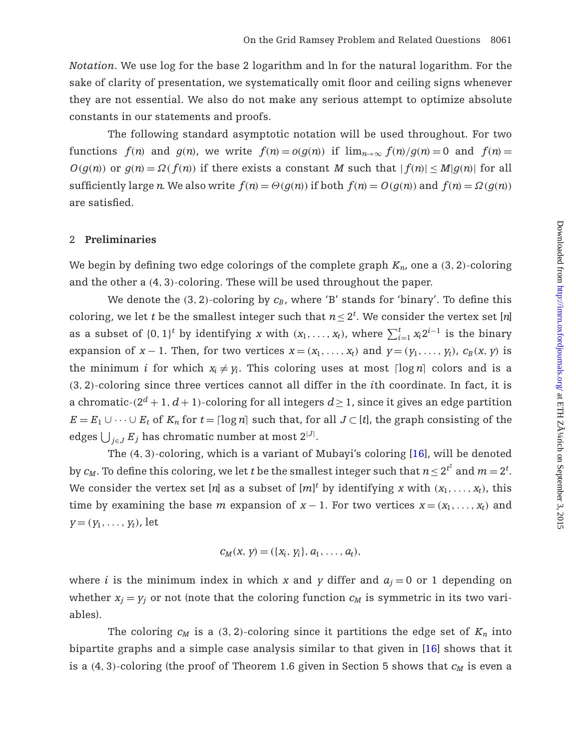*Notation.* We use log for the base 2 logarithm and ln for the natural logarithm. For the sake of clarity of presentation, we systematically omit floor and ceiling signs whenever they are not essential. We also do not make any serious attempt to optimize absolute constants in our statements and proofs.

The following standard asymptotic notation will be used throughout. For two functions $f(n)$ and $g(n)$, we write $f(n) = o(g(n))$ if $\lim_{n\to\infty} f(n)/g(n) = 0$ and $f(n) = O(g(n))$ or $g(n) = \Omega(f(n))$ if there exists a constant $M$ such that $|f(n)| \le M|g(n)|$ for all sufficiently large $n$. We also write $f(n) = \Theta(g(n))$ if both $f(n) = O(g(n))$ and $f(n) = \Omega(g(n))$ are satisfied.

## 2 Preliminaries

We begin by defining two edge colorings of the complete graph $K_n$, one a $(3, 2)$-coloring and the other a $(4, 3)$-coloring. These will be used throughout the paper.

We denote the $(3, 2)$-coloring by $c_B$, where 'B' stands for 'binary'. To define this coloring, we let $t$ be the smallest integer such that $n \le 2^t$. We consider the vertex set $[n]$ as a subset of $\{0, 1\}^t$ by identifying $x$ with $(x_1, \ldots, x_t)$, where $\sum_{i=1}^{t} x_i 2^{i-1}$ is the binary expansion of $x - 1$. Then, for two vertices $x = (x_1, \ldots, x_t)$ and $y = (y_1, \ldots, y_t)$, $c_B(x, y)$ is the minimum $i$ for which $x_i \ne y_i$. This coloring uses at most $\lceil \log n \rceil$ colors and is a $(3, 2)$-coloring since three vertices cannot all differ in the $i$th coordinate. In fact, it is a chromatic-$(2^d + 1, d + 1)$-coloring for all integers $d \ge 1$, since it gives an edge partition $E = E_1 \cup \cdots \cup E_t$ of $K_n$ for $t = \lceil \log n \rceil$ such that, for all $J \subset [t]$, the graph consisting of the edges $\bigcup_{j\in J} E_j$ has chromatic number at most $2^{|J|}$.

The $(4, 3)$-coloring, which is a variant of Mubayi's coloring [16], will be denoted by $c_M$. To define this coloring, we let $t$ be the smallest integer such that $n \le 2^{t^2}$ and $m = 2^t$. We consider the vertex set $[n]$ as a subset of $[m]^t$ by identifying $x$ with $(x_1, \ldots, x_t)$, this time by examining the base $m$ expansion of $x - 1$. For two vertices $x = (x_1, \ldots, x_t)$ and $y = (y_1, \ldots, y_t)$, let

$$c_M(x, y) = (\{x_i, y_i\}, a_1, \ldots, a_t),$$

where $i$ is the minimum index in which $x$ and $y$ differ and $a_j = 0$ or 1 depending on whether $x_j = y_j$ or not (note that the coloring function $c_M$ is symmetric in its two variables).

The coloring $c_M$ is a $(3, 2)$-coloring since it partitions the edge set of $K_n$ into bipartite graphs and a simple case analysis similar to that given in [16] shows that it is a $(4, 3)$-coloring (the proof of Theorem 1.6 given in Section 5 shows that $c_M$ is even a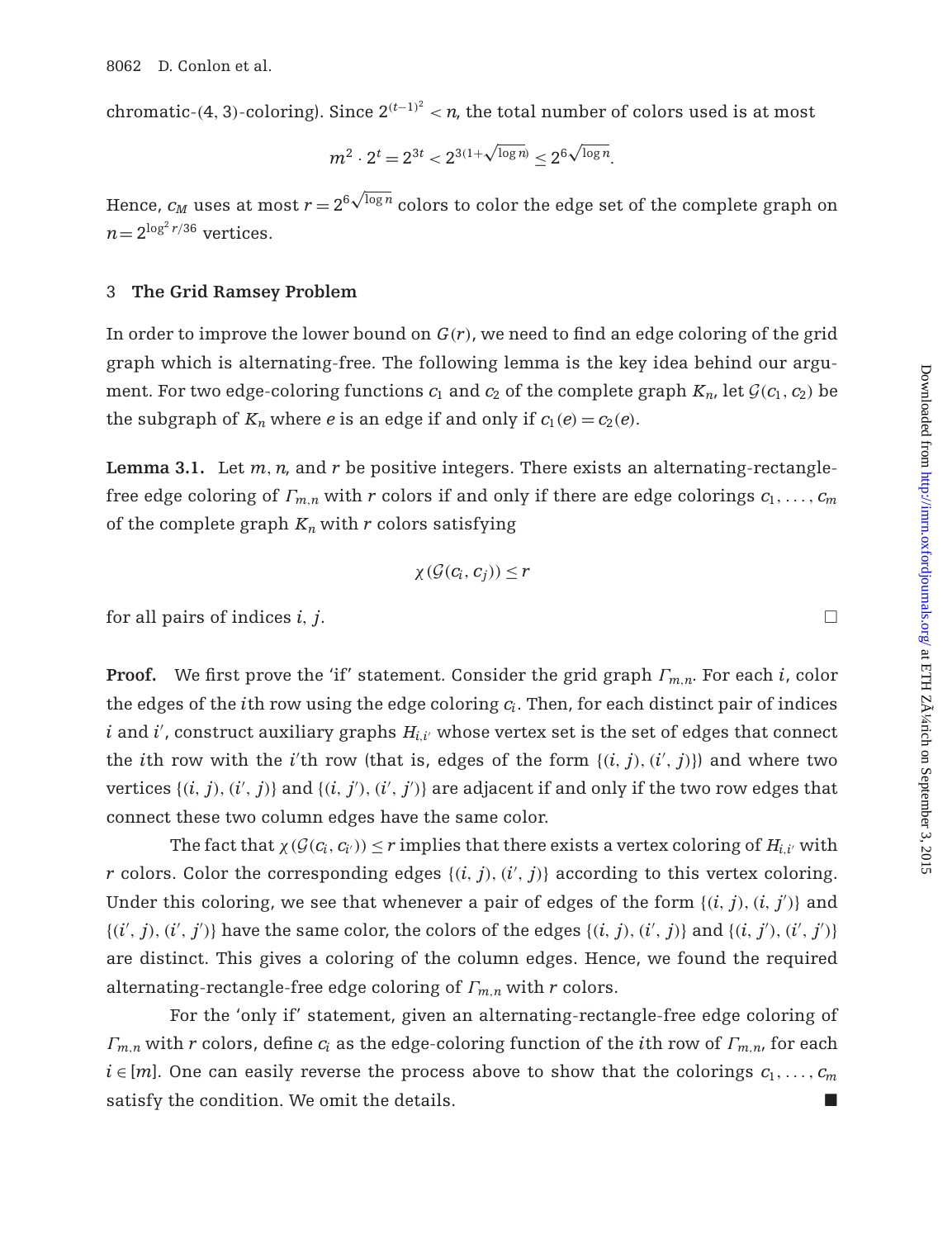chromatic-(4, 3)-coloring). Since $2^{(t-1)^2} < n$, the total number of colors used is at most

$$m^2 \cdot 2^t = 2^{3t} < 2^{3(1+\sqrt{\log n})} \leq 2^{6\sqrt{\log n}}.$$

Hence, $c_M$ uses at most $r = 2^{6\sqrt{\log n}}$ colors to color the edge set of the complete graph on $n = 2^{\log^2 r/36}$ vertices.

## 3 The Grid Ramsey Problem

In order to improve the lower bound on $G(r)$, we need to find an edge coloring of the grid graph which is alternating-free. The following lemma is the key idea behind our argument. For two edge-coloring functions $c_1$ and $c_2$ of the complete graph $K_n$, let $\mathcal{G}(c_1, c_2)$ be the subgraph of $K_n$ where $e$ is an edge if and only if $c_1(e) = c_2(e)$.

**Lemma 3.1.** Let $m, n$, and $r$ be positive integers. There exists an alternating-rectangle-free edge coloring of $\Gamma_{m,n}$ with $r$ colors if and only if there are edge colorings $c_1, \ldots, c_m$ of the complete graph $K_n$ with $r$ colors satisfying

$$\chi(\mathcal{G}(c_i, c_j)) \leq r$$

for all pairs of indices $i, j$. □

**Proof.** We first prove the 'if' statement. Consider the grid graph $\Gamma_{m,n}$. For each $i$, color the edges of the $i$th row using the edge coloring $c_i$. Then, for each distinct pair of indices $i$ and $i'$, construct auxiliary graphs $H_{i,i'}$ whose vertex set is the set of edges that connect the $i$th row with the $i'$th row (that is, edges of the form $\{(i, j), (i', j)\}$) and where two vertices $\{(i, j), (i', j)\}$ and $\{(i, j'), (i', j')\}$ are adjacent if and only if the two row edges that connect these two column edges have the same color.

The fact that $\chi(\mathcal{G}(c_i, c_{i'})) \leq r$ implies that there exists a vertex coloring of $H_{i,i'}$ with $r$ colors. Color the corresponding edges $\{(i, j), (i', j)\}$ according to this vertex coloring. Under this coloring, we see that whenever a pair of edges of the form $\{(i, j), (i, j')\}$ and $\{(i', j), (i', j')\}$ have the same color, the colors of the edges $\{(i, j), (i', j)\}$ and $\{(i, j'), (i', j')\}$ are distinct. This gives a coloring of the column edges. Hence, we found the required alternating-rectangle-free edge coloring of $\Gamma_{m,n}$ with $r$ colors.

For the 'only if' statement, given an alternating-rectangle-free edge coloring of $\Gamma_{m,n}$ with $r$ colors, define $c_i$ as the edge-coloring function of the $i$th row of $\Gamma_{m,n}$, for each $i \in [m]$. One can easily reverse the process above to show that the colorings $c_1, \ldots, c_m$ satisfy the condition. We omit the details. ■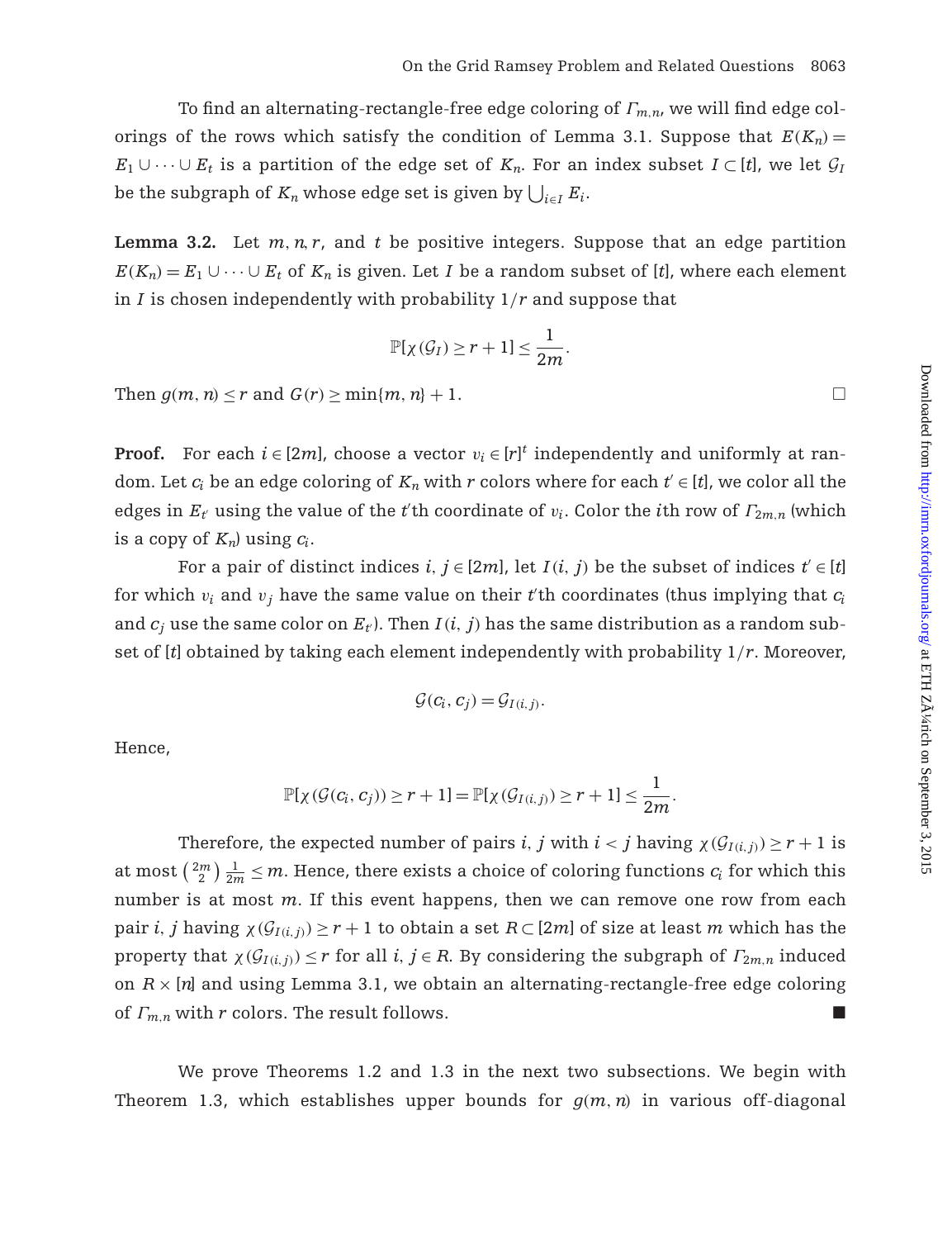To find an alternating-rectangle-free edge coloring of $\Gamma_{m,n}$, we will find edge colorings of the rows which satisfy the condition of Lemma 3.1. Suppose that $E(K_n) = E_1 \cup \cdots \cup E_t$ is a partition of the edge set of $K_n$. For an index subset $I \subset [t]$, we let $\mathcal{G}_I$ be the subgraph of $K_n$ whose edge set is given by $\bigcup_{i \in I} E_i$.

**Lemma 3.2.** Let $m, n, r$, and $t$ be positive integers. Suppose that an edge partition $E(K_n) = E_1 \cup \cdots \cup E_t$ of $K_n$ is given. Let $I$ be a random subset of $[t]$, where each element in $I$ is chosen independently with probability $1/r$ and suppose that

$$\mathbb{P}[\chi(\mathcal{G}_I) \geq r+1] \leq \frac{1}{2m}.$$

Then $g(m,n) \leq r$ and $G(r) \geq \min\{m,n\} + 1$. □

**Proof.** For each $i \in [2m]$, choose a vector $v_i \in [r]^t$ independently and uniformly at random. Let $c_i$ be an edge coloring of $K_n$ with $r$ colors where for each $t' \in [t]$, we color all the edges in $E_{t'}$ using the value of the $t'$th coordinate of $v_i$. Color the $i$th row of $\Gamma_{2m,n}$ (which is a copy of $K_n$) using $c_i$.

For a pair of distinct indices $i, j \in [2m]$, let $I(i,j)$ be the subset of indices $t' \in [t]$ for which $v_i$ and $v_j$ have the same value on their $t'$th coordinates (thus implying that $c_i$ and $c_j$ use the same color on $E_{t'}$). Then $I(i,j)$ has the same distribution as a random subset of $[t]$ obtained by taking each element independently with probability $1/r$. Moreover,

$$\mathcal{G}(c_i, c_j) = \mathcal{G}_{I(i,j)}.$$

Hence,

$$\mathbb{P}[\chi(\mathcal{G}(c_i, c_j)) \geq r+1] = \mathbb{P}[\chi(\mathcal{G}_{I(i,j)}) \geq r+1] \leq \frac{1}{2m}.$$

Therefore, the expected number of pairs $i, j$ with $i < j$ having $\chi(\mathcal{G}_{I(i,j)}) \geq r+1$ is at most $\binom{2m}{2}\frac{1}{2m} \leq m$. Hence, there exists a choice of coloring functions $c_i$ for which this number is at most $m$. If this event happens, then we can remove one row from each pair $i, j$ having $\chi(\mathcal{G}_{I(i,j)}) \geq r+1$ to obtain a set $R \subset [2m]$ of size at least $m$ which has the property that $\chi(\mathcal{G}_{I(i,j)}) \leq r$ for all $i, j \in R$. By considering the subgraph of $\Gamma_{2m,n}$ induced on $R \times [n]$ and using Lemma 3.1, we obtain an alternating-rectangle-free edge coloring of $\Gamma_{m,n}$ with $r$ colors. The result follows. ■

We prove Theorems 1.2 and 1.3 in the next two subsections. We begin with Theorem 1.3, which establishes upper bounds for $g(m,n)$ in various off-diagonal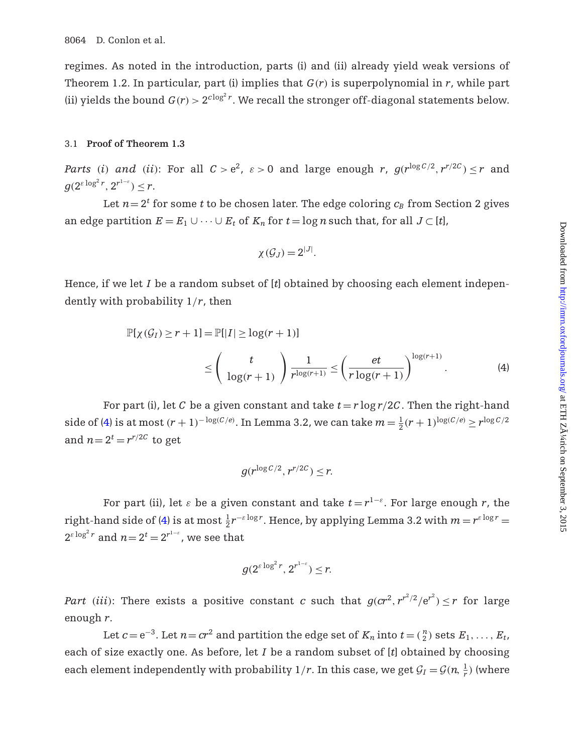regimes. As noted in the introduction, parts (i) and (ii) already yield weak versions of Theorem 1.2. In particular, part (i) implies that $G(r)$ is superpolynomial in $r$, while part (ii) yields the bound $G(r) > 2^{c\log^2 r}$. We recall the stronger off-diagonal statements below.

### 3.1 Proof of Theorem 1.3

*Parts (i) and (ii)*: For all $C > e^2$, $\varepsilon > 0$ and large enough $r$, $g(r^{\log C/2}, r^{r/2C}) \le r$ and $g(2^{\varepsilon \log^2 r}, 2^{r^{1-\varepsilon}}) \le r$.

Let $n = 2^t$ for some $t$ to be chosen later. The edge coloring $c_B$ from Section 2 gives an edge partition $E = E_1 \cup \cdots \cup E_t$ of $K_n$ for $t = \log n$ such that, for all $J \subset [t]$,

$$\chi(\mathcal{G}_J) = 2^{|J|}.$$

Hence, if we let $I$ be a random subset of $[t]$ obtained by choosing each element independently with probability $1/r$, then

$$\mathbb{P}[\chi(\mathcal{G}_I) \ge r+1] = \mathbb{P}[|I| \ge \log(r+1)]$$
$$\le \binom{t}{\log(r+1)} \frac{1}{r^{\log(r+1)}} \le \left(\frac{et}{r\log(r+1)}\right)^{\log(r+1)}. \tag{4}$$

For part (i), let $C$ be a given constant and take $t = r\log r/2C$. Then the right-hand side of (4) is at most $(r+1)^{-\log(C/e)}$. In Lemma 3.2, we can take $m = \frac{1}{2}(r+1)^{\log(C/e)} \ge r^{\log C/2}$ and $n = 2^t = r^{r/2C}$ to get

$$g(r^{\log C/2}, r^{r/2C}) \le r.$$

For part (ii), let $\varepsilon$ be a given constant and take $t = r^{1-\varepsilon}$. For large enough $r$, the right-hand side of (4) is at most $\frac{1}{2}r^{-\varepsilon \log r}$. Hence, by applying Lemma 3.2 with $m = r^{\varepsilon \log r} = 2^{\varepsilon \log^2 r}$ and $n = 2^t = 2^{r^{1-\varepsilon}}$, we see that

$$g(2^{\varepsilon \log^2 r}, 2^{r^{1-\varepsilon}}) \le r.$$

*Part (iii)*: There exists a positive constant $c$ such that $g(cr^2, r^{r^2/2}/e^{r^2}) \le r$ for large enough $r$.

Let $c = e^{-3}$. Let $n = cr^2$ and partition the edge set of $K_n$ into $t = \binom{n}{2}$ sets $E_1, \ldots, E_t$, each of size exactly one. As before, let $I$ be a random subset of $[t]$ obtained by choosing each element independently with probability $1/r$. In this case, we get $\mathcal{G}_I = \mathcal{G}(n, \frac{1}{r})$ (where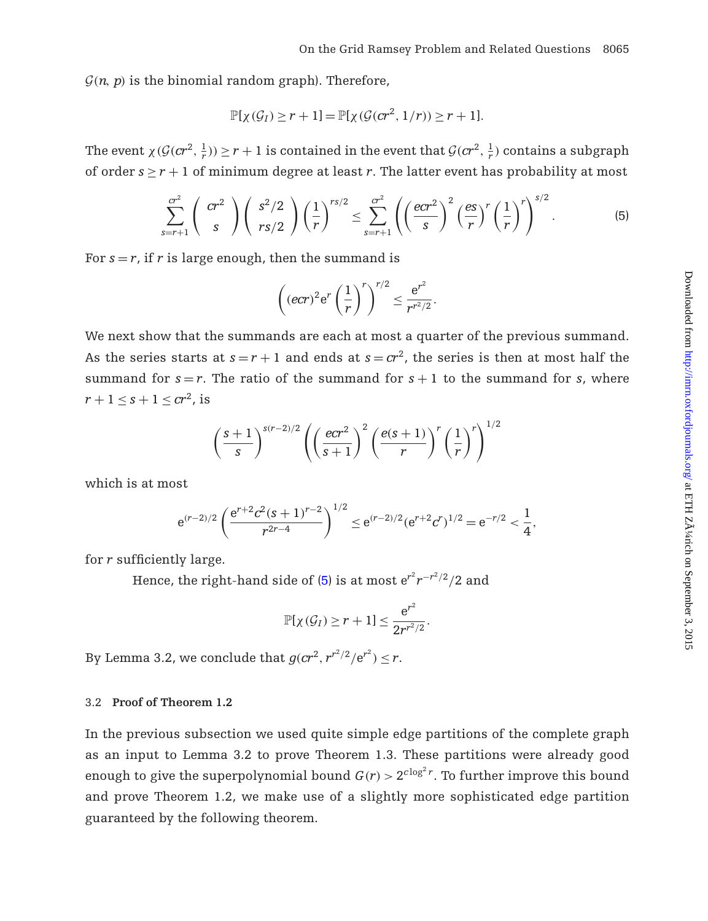$\mathcal{G}(n, p)$ is the binomial random graph). Therefore,

$$\mathbb{P}[\chi(\mathcal{G}_I) \geq r+1] = \mathbb{P}[\chi(\mathcal{G}(cr^2, 1/r)) \geq r+1].$$

The event $\chi(\mathcal{G}(cr^2, \frac{1}{r})) \geq r+1$ is contained in the event that $\mathcal{G}(cr^2, \frac{1}{r})$ contains a subgraph of order $s \geq r+1$ of minimum degree at least $r$. The latter event has probability at most

$$\sum_{s=r+1}^{cr^2} \binom{cr^2}{s} \binom{s^2/2}{rs/2} \left(\frac{1}{r}\right)^{rs/2} \leq \sum_{s=r+1}^{cr^2} \left( \left(\frac{ecr^2}{s}\right)^2 \left(\frac{es}{r}\right)^r \left(\frac{1}{r}\right)^r \right)^{s/2}. \tag{5}$$

For $s = r$, if $r$ is large enough, then the summand is

$$\left( (ecr)^2 e^r \left(\frac{1}{r}\right)^r \right)^{r/2} \leq \frac{e^{r^2}}{r^{r^2/2}}.$$

We next show that the summands are each at most a quarter of the previous summand. As the series starts at $s = r+1$ and ends at $s = cr^2$, the series is then at most half the summand for $s = r$. The ratio of the summand for $s+1$ to the summand for $s$, where $r+1 \leq s+1 \leq cr^2$, is

$$\left(\frac{s+1}{s}\right)^{s(r-2)/2} \left( \left(\frac{ecr^2}{s+1}\right)^2 \left(\frac{e(s+1)}{r}\right)^r \left(\frac{1}{r}\right)^r \right)^{1/2}$$

which is at most

$$e^{(r-2)/2} \left( \frac{e^{r+2} c^2 (s+1)^{r-2}}{r^{2r-4}} \right)^{1/2} \leq e^{(r-2)/2} (e^{r+2} c^r)^{1/2} = e^{-r/2} < \frac{1}{4},$$

for $r$ sufficiently large.

Hence, the right-hand side of (5) is at most $e^{r^2} r^{-r^2/2}/2$ and

$$\mathbb{P}[\chi(\mathcal{G}_I) \geq r+1] \leq \frac{e^{r^2}}{2r^{r^2/2}}.$$

By Lemma 3.2, we conclude that $g(cr^2, r^{r^2/2}/e^{r^2}) \leq r$.

### 3.2 Proof of Theorem 1.2

In the previous subsection we used quite simple edge partitions of the complete graph as an input to Lemma 3.2 to prove Theorem 1.3. These partitions were already good enough to give the superpolynomial bound $G(r) > 2^{c \log^2 r}$. To further improve this bound and prove Theorem 1.2, we make use of a slightly more sophisticated edge partition guaranteed by the following theorem.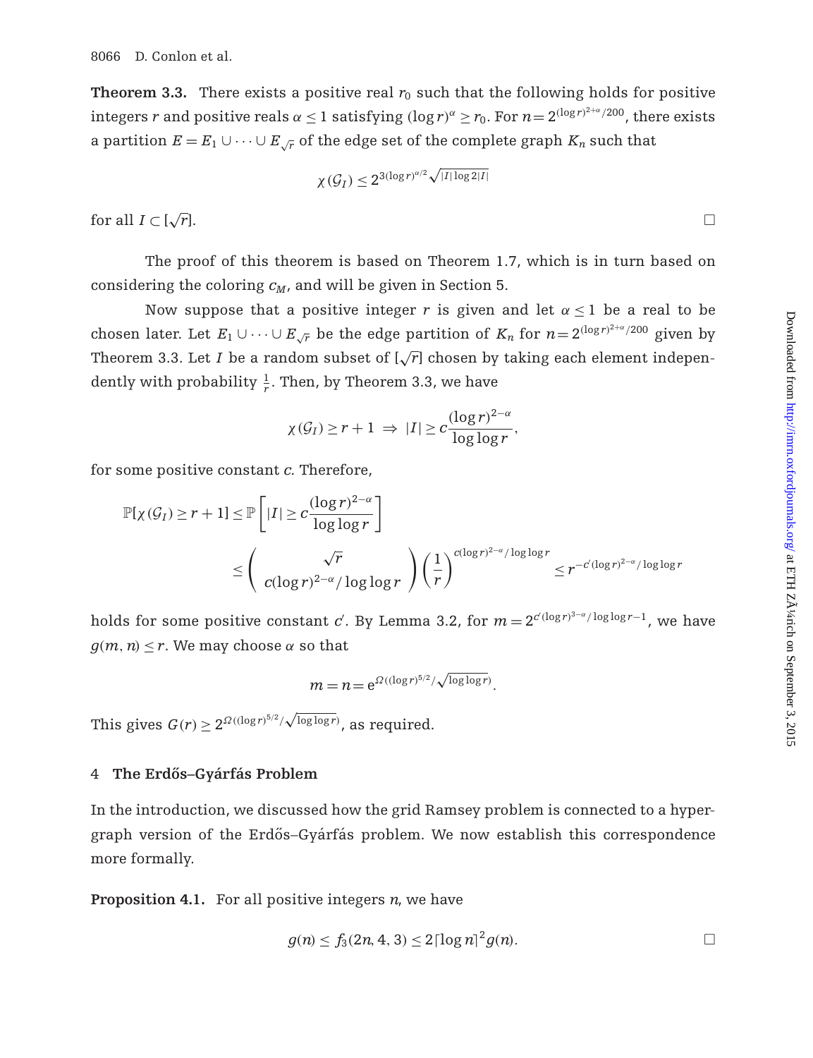**Theorem 3.3.** There exists a positive real $r_0$ such that the following holds for positive integers $r$ and positive reals $\alpha \le 1$ satisfying $(\log r)^\alpha \ge r_0$. For $n = 2^{(\log r)^{2+\alpha}/200}$, there exists a partition $E = E_1 \cup \cdots \cup E_{\sqrt{r}}$ of the edge set of the complete graph $K_n$ such that

$$\chi(\mathcal{G}_I) \le 2^{3(\log r)^{\alpha/2}\sqrt{|I|\log 2|I|}}$$

for all $I \subset [\sqrt{r}]$. □

The proof of this theorem is based on Theorem 1.7, which is in turn based on considering the coloring $c_M$, and will be given in Section 5.

Now suppose that a positive integer $r$ is given and let $\alpha \le 1$ be a real to be chosen later. Let $E_1 \cup \cdots \cup E_{\sqrt{r}}$ be the edge partition of $K_n$ for $n = 2^{(\log r)^{2+\alpha}/200}$ given by Theorem 3.3. Let $I$ be a random subset of $[\sqrt{r}]$ chosen by taking each element independently with probability $\frac{1}{r}$. Then, by Theorem 3.3, we have

$$\chi(\mathcal{G}_I) \ge r+1 \ \Rightarrow\ |I| \ge c\frac{(\log r)^{2-\alpha}}{\log\log r},$$

for some positive constant $c$. Therefore,

$$\mathbb{P}[\chi(\mathcal{G}_I) \ge r+1] \le \mathbb{P}\left[|I| \ge c\frac{(\log r)^{2-\alpha}}{\log\log r}\right]$$

$$\le \binom{\sqrt{r}}{c(\log r)^{2-\alpha}/\log\log r}\left(\frac{1}{r}\right)^{c(\log r)^{2-\alpha}/\log\log r} \le r^{-c'(\log r)^{2-\alpha}/\log\log r}$$

holds for some positive constant $c'$. By Lemma 3.2, for $m = 2^{c'(\log r)^{3-\alpha}/\log\log r - 1}$, we have $g(m,n) \le r$. We may choose $\alpha$ so that

$$m = n = e^{\Omega((\log r)^{5/2}/\sqrt{\log\log r})}.$$

This gives $G(r) \ge 2^{\Omega((\log r)^{5/2}/\sqrt{\log\log r})}$, as required.

## 4 The Erdős–Gyárfás Problem

In the introduction, we discussed how the grid Ramsey problem is connected to a hypergraph version of the Erdős–Gyárfás problem. We now establish this correspondence more formally.

**Proposition 4.1.** For all positive integers $n$, we have

$$g(n) \le f_3(2n, 4, 3) \le 2\lceil \log n\rceil^2 g(n).$$

□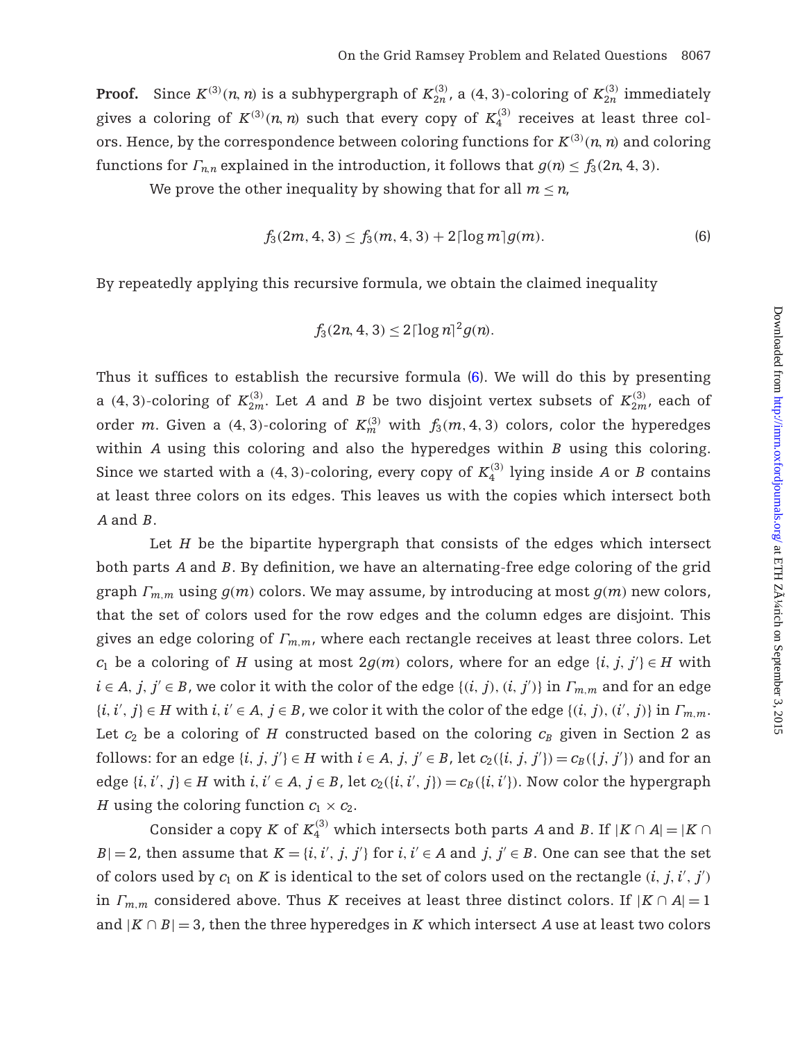**Proof.** Since $K^{(3)}(n, n)$ is a subhypergraph of $K_{2n}^{(3)}$, a $(4, 3)$-coloring of $K_{2n}^{(3)}$ immediately gives a coloring of $K^{(3)}(n, n)$ such that every copy of $K_4^{(3)}$ receives at least three colors. Hence, by the correspondence between coloring functions for $K^{(3)}(n, n)$ and coloring functions for $\Gamma_{n,n}$ explained in the introduction, it follows that $g(n) \leq f_3(2n, 4, 3)$.

We prove the other inequality by showing that for all $m \leq n$,

$$f_3(2m, 4, 3) \leq f_3(m, 4, 3) + 2\lceil \log m \rceil g(m). \tag{6}$$

By repeatedly applying this recursive formula, we obtain the claimed inequality

$$f_3(2n, 4, 3) \leq 2\lceil \log n \rceil^2 g(n).$$

Thus it suffices to establish the recursive formula (6). We will do this by presenting a $(4, 3)$-coloring of $K_{2m}^{(3)}$. Let $A$ and $B$ be two disjoint vertex subsets of $K_{2m}^{(3)}$, each of order $m$. Given a $(4, 3)$-coloring of $K_m^{(3)}$ with $f_3(m, 4, 3)$ colors, color the hyperedges within $A$ using this coloring and also the hyperedges within $B$ using this coloring. Since we started with a $(4, 3)$-coloring, every copy of $K_4^{(3)}$ lying inside $A$ or $B$ contains at least three colors on its edges. This leaves us with the copies which intersect both $A$ and $B$.

Let $H$ be the bipartite hypergraph that consists of the edges which intersect both parts $A$ and $B$. By definition, we have an alternating-free edge coloring of the grid graph $\Gamma_{m,m}$ using $g(m)$ colors. We may assume, by introducing at most $g(m)$ new colors, that the set of colors used for the row edges and the column edges are disjoint. This gives an edge coloring of $\Gamma_{m,m}$, where each rectangle receives at least three colors. Let $c_1$ be a coloring of $H$ using at most $2g(m)$ colors, where for an edge $\{i, j, j'\} \in H$ with $i \in A$, $j, j' \in B$, we color it with the color of the edge $\{(i, j), (i, j')\}$ in $\Gamma_{m,m}$ and for an edge $\{i, i', j\} \in H$ with $i, i' \in A$, $j \in B$, we color it with the color of the edge $\{(i, j), (i', j)\}$ in $\Gamma_{m,m}$. Let $c_2$ be a coloring of $H$ constructed based on the coloring $c_B$ given in Section 2 as follows: for an edge $\{i, j, j'\} \in H$ with $i \in A$, $j, j' \in B$, let $c_2(\{i, j, j'\}) = c_B(\{j, j'\})$ and for an edge $\{i, i', j\} \in H$ with $i, i' \in A$, $j \in B$, let $c_2(\{i, i', j\}) = c_B(\{i, i'\})$. Now color the hypergraph $H$ using the coloring function $c_1 \times c_2$.

Consider a copy $K$ of $K_4^{(3)}$ which intersects both parts $A$ and $B$. If $|K \cap A| = |K \cap B| = 2$, then assume that $K = \{i, i', j, j'\}$ for $i, i' \in A$ and $j, j' \in B$. One can see that the set of colors used by $c_1$ on $K$ is identical to the set of colors used on the rectangle $(i, j, i', j')$ in $\Gamma_{m,m}$ considered above. Thus $K$ receives at least three distinct colors. If $|K \cap A| = 1$ and $|K \cap B| = 3$, then the three hyperedges in $K$ which intersect $A$ use at least two colors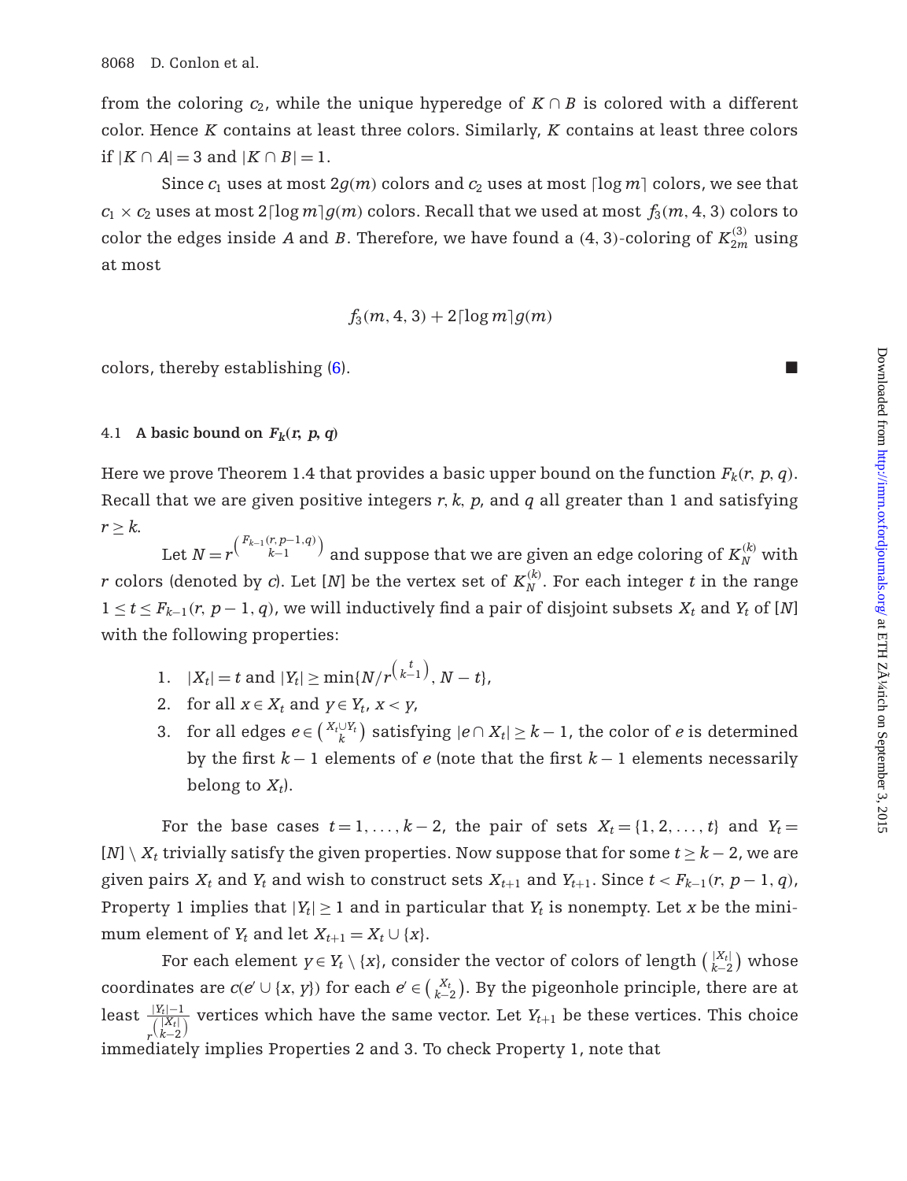from the coloring $c_2$, while the unique hyperedge of $K \cap B$ is colored with a different color. Hence $K$ contains at least three colors. Similarly, $K$ contains at least three colors if $|K \cap A| = 3$ and $|K \cap B| = 1$.

Since $c_1$ uses at most $2g(m)$ colors and $c_2$ uses at most $\lceil \log m \rceil$ colors, we see that $c_1 \times c_2$ uses at most $2\lceil \log m \rceil g(m)$ colors. Recall that we used at most $f_3(m, 4, 3)$ colors to color the edges inside $A$ and $B$. Therefore, we have found a $(4, 3)$-coloring of $K_{2m}^{(3)}$ using at most

$$f_3(m, 4, 3) + 2\lceil \log m \rceil g(m)$$

colors, thereby establishing (6). ■

### 4.1 A basic bound on $F_k(r, p, q)$

Here we prove Theorem 1.4 that provides a basic upper bound on the function $F_k(r, p, q)$. Recall that we are given positive integers $r, k, p$, and $q$ all greater than 1 and satisfying $r \geq k$.

Let $N = r^{\binom{F_{k-1}(r, p-1, q)}{k-1}}$ and suppose that we are given an edge coloring of $K_N^{(k)}$ with $r$ colors (denoted by $c$). Let $[N]$ be the vertex set of $K_N^{(k)}$. For each integer $t$ in the range $1 \leq t \leq F_{k-1}(r, p-1, q)$, we will inductively find a pair of disjoint subsets $X_t$ and $Y_t$ of $[N]$ with the following properties:

1. $|X_t| = t$ and $|Y_t| \geq \min\{N/r^{\binom{t}{k-1}}, N - t\}$,
2. for all $x \in X_t$ and $y \in Y_t$, $x < y$,
3. for all edges $e \in \binom{X_t \cup Y_t}{k}$ satisfying $|e \cap X_t| \geq k - 1$, the color of $e$ is determined by the first $k - 1$ elements of $e$ (note that the first $k - 1$ elements necessarily belong to $X_t$).

For the base cases $t = 1, \ldots, k-2$, the pair of sets $X_t = \{1, 2, \ldots, t\}$ and $Y_t = [N] \setminus X_t$ trivially satisfy the given properties. Now suppose that for some $t \geq k-2$, we are given pairs $X_t$ and $Y_t$ and wish to construct sets $X_{t+1}$ and $Y_{t+1}$. Since $t < F_{k-1}(r, p-1, q)$, Property 1 implies that $|Y_t| \geq 1$ and in particular that $Y_t$ is nonempty. Let $x$ be the minimum element of $Y_t$ and let $X_{t+1} = X_t \cup \{x\}$.

For each element $y \in Y_t \setminus \{x\}$, consider the vector of colors of length $\binom{|X_t|}{k-2}$ whose coordinates are $c(e' \cup \{x, y\})$ for each $e' \in \binom{X_t}{k-2}$. By the pigeonhole principle, there are at least $\frac{|Y_t|-1}{r^{\binom{|X_t|}{k-2}}}$ vertices which have the same vector. Let $Y_{t+1}$ be these vertices. This choice immediately implies Properties 2 and 3. To check Property 1, note that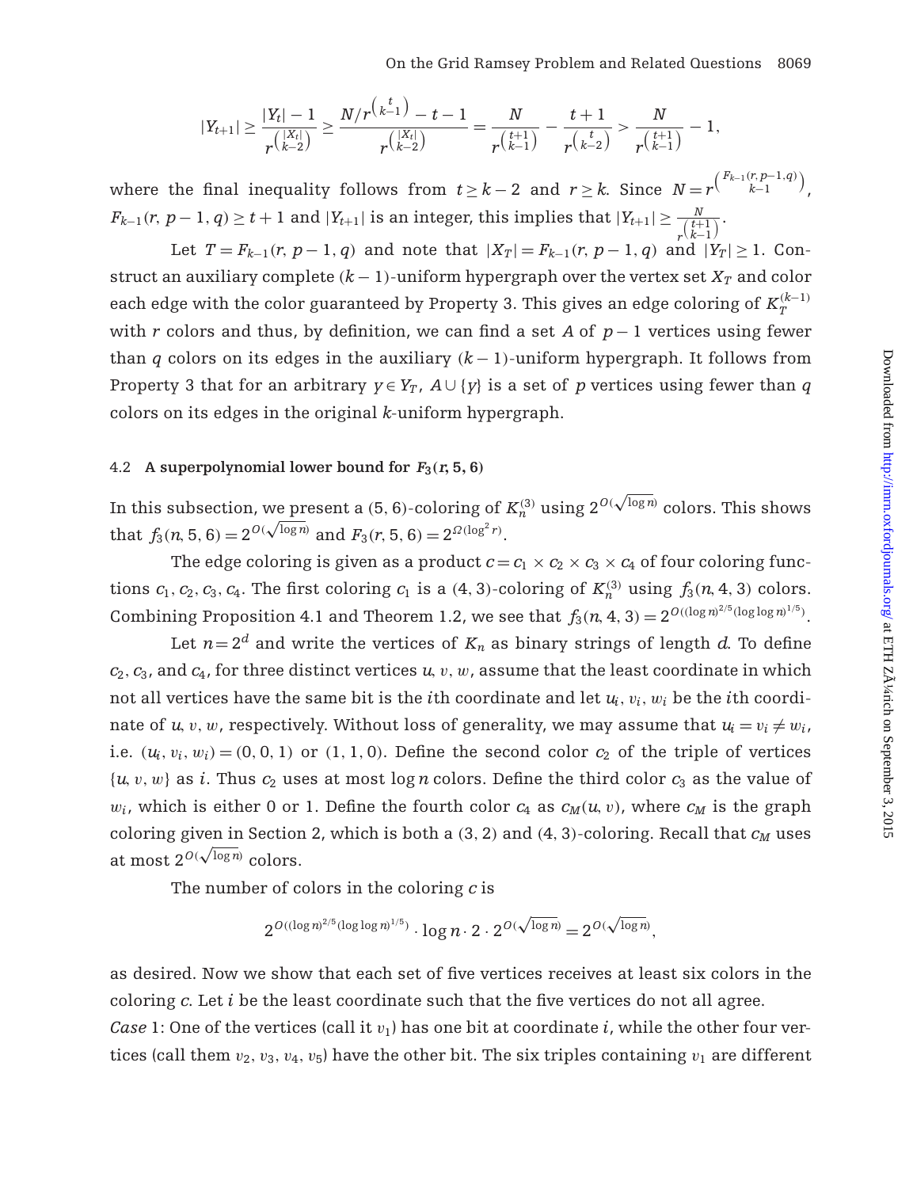$$|Y_{t+1}| \geq \frac{|Y_t|-1}{r^{\binom{|X_t|}{k-2}}} \geq \frac{N/r^{\binom{t}{k-1}}-t-1}{r^{\binom{|X_t|}{k-2}}} = \frac{N}{r^{\binom{t+1}{k-1}}} - \frac{t+1}{r^{\binom{t}{k-2}}} > \frac{N}{r^{\binom{t+1}{k-1}}} - 1,$$

where the final inequality follows from $t \geq k-2$ and $r \geq k$. Since $N = r^{\binom{F_{k-1}(r,p-1,q)}{k-1}}$, $F_{k-1}(r, p-1, q) \geq t+1$ and $|Y_{t+1}|$ is an integer, this implies that $|Y_{t+1}| \geq \frac{N}{r^{\binom{t+1}{k-1}}}$.

Let $T = F_{k-1}(r, p-1, q)$ and note that $|X_T| = F_{k-1}(r, p-1, q)$ and $|Y_T| \geq 1$. Construct an auxiliary complete $(k-1)$-uniform hypergraph over the vertex set $X_T$ and color each edge with the color guaranteed by Property 3. This gives an edge coloring of $K_T^{(k-1)}$ with $r$ colors and thus, by definition, we can find a set $A$ of $p-1$ vertices using fewer than $q$ colors on its edges in the auxiliary $(k-1)$-uniform hypergraph. It follows from Property 3 that for an arbitrary $y \in Y_T$, $A \cup \{y\}$ is a set of $p$ vertices using fewer than $q$ colors on its edges in the original $k$-uniform hypergraph.

### 4.2 A superpolynomial lower bound for $F_3(r, 5, 6)$

In this subsection, we present a $(5, 6)$-coloring of $K_n^{(3)}$ using $2^{O(\sqrt{\log n})}$ colors. This shows that $f_3(n, 5, 6) = 2^{O(\sqrt{\log n})}$ and $F_3(r, 5, 6) = 2^{\Omega(\log^2 r)}$.

The edge coloring is given as a product $c = c_1 \times c_2 \times c_3 \times c_4$ of four coloring functions $c_1, c_2, c_3, c_4$. The first coloring $c_1$ is a $(4, 3)$-coloring of $K_n^{(3)}$ using $f_3(n, 4, 3)$ colors. Combining Proposition 4.1 and Theorem 1.2, we see that $f_3(n, 4, 3) = 2^{O((\log n)^{2/5}(\log \log n)^{1/5})}$.

Let $n = 2^d$ and write the vertices of $K_n$ as binary strings of length $d$. To define $c_2$, $c_3$, and $c_4$, for three distinct vertices $u, v, w$, assume that the least coordinate in which not all vertices have the same bit is the $i$th coordinate and let $u_i, v_i, w_i$ be the $i$th coordinate of $u, v, w$, respectively. Without loss of generality, we may assume that $u_i = v_i \neq w_i$, i.e. $(u_i, v_i, w_i) = (0, 0, 1)$ or $(1, 1, 0)$. Define the second color $c_2$ of the triple of vertices $\{u, v, w\}$ as $i$. Thus $c_2$ uses at most $\log n$ colors. Define the third color $c_3$ as the value of $w_i$, which is either 0 or 1. Define the fourth color $c_4$ as $c_M(u, v)$, where $c_M$ is the graph coloring given in Section 2, which is both a $(3, 2)$ and $(4, 3)$-coloring. Recall that $c_M$ uses at most $2^{O(\sqrt{\log n})}$ colors.

The number of colors in the coloring $c$ is

$$2^{O((\log n)^{2/5}(\log \log n)^{1/5})} \cdot \log n \cdot 2 \cdot 2^{O(\sqrt{\log n})} = 2^{O(\sqrt{\log n})},$$

as desired. Now we show that each set of five vertices receives at least six colors in the coloring $c$. Let $i$ be the least coordinate such that the five vertices do not all agree.

*Case* 1: One of the vertices (call it $v_1$) has one bit at coordinate $i$, while the other four vertices (call them $v_2, v_3, v_4, v_5$) have the other bit. The six triples containing $v_1$ are different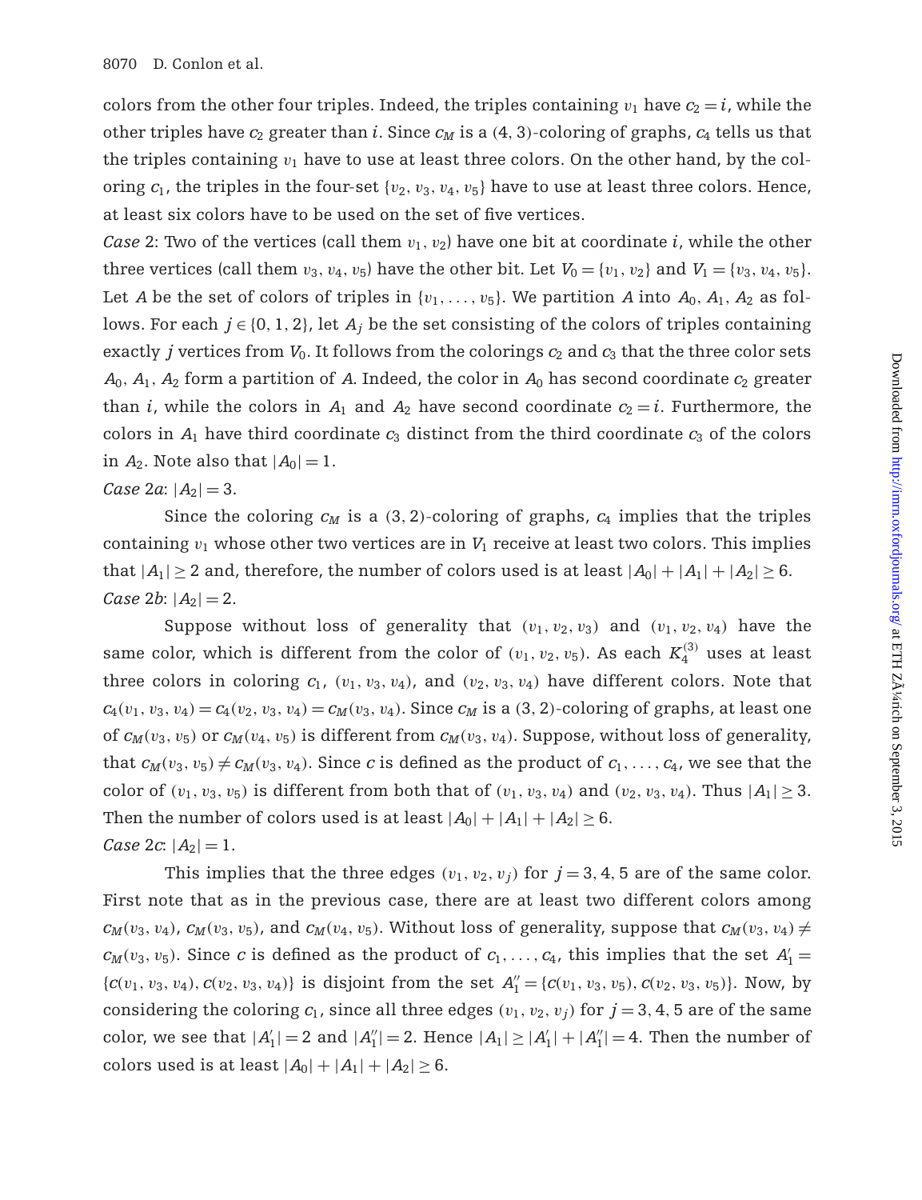colors from the other four triples. Indeed, the triples containing $v_1$ have $c_2 = i$, while the other triples have $c_2$ greater than $i$. Since $c_M$ is a $(4, 3)$-coloring of graphs, $c_4$ tells us that the triples containing $v_1$ have to use at least three colors. On the other hand, by the coloring $c_1$, the triples in the four-set $\{v_2, v_3, v_4, v_5\}$ have to use at least three colors. Hence, at least six colors have to be used on the set of five vertices.

*Case* 2: Two of the vertices (call them $v_1, v_2$) have one bit at coordinate $i$, while the other three vertices (call them $v_3, v_4, v_5$) have the other bit. Let $V_0 = \{v_1, v_2\}$ and $V_1 = \{v_3, v_4, v_5\}$. Let $A$ be the set of colors of triples in $\{v_1, \ldots, v_5\}$. We partition $A$ into $A_0, A_1, A_2$ as follows. For each $j \in \{0, 1, 2\}$, let $A_j$ be the set consisting of the colors of triples containing exactly $j$ vertices from $V_0$. It follows from the colorings $c_2$ and $c_3$ that the three color sets $A_0, A_1, A_2$ form a partition of $A$. Indeed, the color in $A_0$ has second coordinate $c_2$ greater than $i$, while the colors in $A_1$ and $A_2$ have second coordinate $c_2 = i$. Furthermore, the colors in $A_1$ have third coordinate $c_3$ distinct from the third coordinate $c_3$ of the colors in $A_2$. Note also that $|A_0| = 1$.

*Case* 2*a*: $|A_2| = 3$.

Since the coloring $c_M$ is a $(3, 2)$-coloring of graphs, $c_4$ implies that the triples containing $v_1$ whose other two vertices are in $V_1$ receive at least two colors. This implies that $|A_1| \geq 2$ and, therefore, the number of colors used is at least $|A_0| + |A_1| + |A_2| \geq 6$.

*Case* 2*b*: $|A_2| = 2$.

Suppose without loss of generality that $(v_1, v_2, v_3)$ and $(v_1, v_2, v_4)$ have the same color, which is different from the color of $(v_1, v_2, v_5)$. As each $K_4^{(3)}$ uses at least three colors in coloring $c_1$, $(v_1, v_3, v_4)$, and $(v_2, v_3, v_4)$ have different colors. Note that $c_4(v_1, v_3, v_4) = c_4(v_2, v_3, v_4) = c_M(v_3, v_4)$. Since $c_M$ is a $(3, 2)$-coloring of graphs, at least one of $c_M(v_3, v_5)$ or $c_M(v_4, v_5)$ is different from $c_M(v_3, v_4)$. Suppose, without loss of generality, that $c_M(v_3, v_5) \neq c_M(v_3, v_4)$. Since $c$ is defined as the product of $c_1, \ldots, c_4$, we see that the color of $(v_1, v_3, v_5)$ is different from both that of $(v_1, v_3, v_4)$ and $(v_2, v_3, v_4)$. Thus $|A_1| \geq 3$. Then the number of colors used is at least $|A_0| + |A_1| + |A_2| \geq 6$.

*Case* 2*c*: $|A_2| = 1$.

This implies that the three edges $(v_1, v_2, v_j)$ for $j = 3, 4, 5$ are of the same color. First note that as in the previous case, there are at least two different colors among $c_M(v_3, v_4)$, $c_M(v_3, v_5)$, and $c_M(v_4, v_5)$. Without loss of generality, suppose that $c_M(v_3, v_4) \neq c_M(v_3, v_5)$. Since $c$ is defined as the product of $c_1, \ldots, c_4$, this implies that the set $A_1' = \{c(v_1, v_3, v_4), c(v_2, v_3, v_4)\}$ is disjoint from the set $A_1'' = \{c(v_1, v_3, v_5), c(v_2, v_3, v_5)\}$. Now, by considering the coloring $c_1$, since all three edges $(v_1, v_2, v_j)$ for $j = 3, 4, 5$ are of the same color, we see that $|A_1'| = 2$ and $|A_1''| = 2$. Hence $|A_1| \geq |A_1'| + |A_1''| = 4$. Then the number of colors used is at least $|A_0| + |A_1| + |A_2| \geq 6$.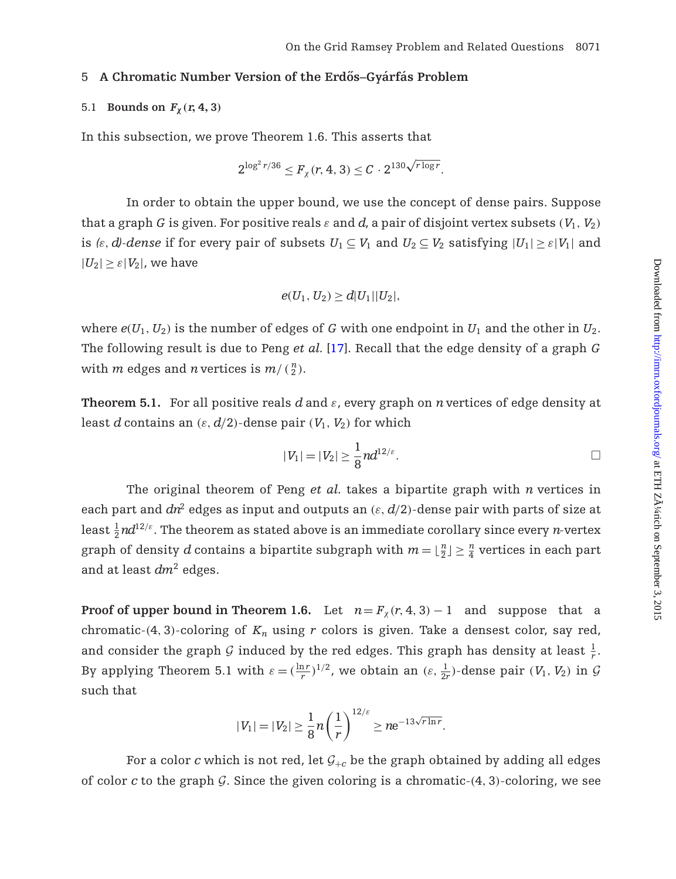## 5 A Chromatic Number Version of the Erdős–Gyárfás Problem

### 5.1 Bounds on $F_\chi(r, 4, 3)$

In this subsection, we prove Theorem 1.6. This asserts that

$$2^{\log^2 r/36} \le F_\chi(r,4,3) \le C \cdot 2^{130\sqrt{r\log r}}.$$

In order to obtain the upper bound, we use the concept of dense pairs. Suppose that a graph $G$ is given. For positive reals $\varepsilon$ and $d$, a pair of disjoint vertex subsets $(V_1, V_2)$ is *$(\varepsilon, d)$-dense* if for every pair of subsets $U_1 \subseteq V_1$ and $U_2 \subseteq V_2$ satisfying $|U_1| \ge \varepsilon|V_1|$ and $|U_2| \ge \varepsilon|V_2|$, we have

$$e(U_1, U_2) \ge d|U_1||U_2|,$$

where $e(U_1, U_2)$ is the number of edges of $G$ with one endpoint in $U_1$ and the other in $U_2$. The following result is due to Peng *et al.* [17]. Recall that the edge density of a graph $G$ with $m$ edges and $n$ vertices is $m/\binom{n}{2}$.

**Theorem 5.1.** For all positive reals $d$ and $\varepsilon$, every graph on $n$ vertices of edge density at least $d$ contains an $(\varepsilon, d/2)$-dense pair $(V_1, V_2)$ for which

$$|V_1| = |V_2| \ge \frac{1}{8} n d^{12/\varepsilon}. \qquad \square$$

The original theorem of Peng *et al.* takes a bipartite graph with $n$ vertices in each part and $dn^2$ edges as input and outputs an $(\varepsilon, d/2)$-dense pair with parts of size at least $\frac{1}{2} n d^{12/\varepsilon}$. The theorem as stated above is an immediate corollary since every $n$-vertex graph of density $d$ contains a bipartite subgraph with $m = \lfloor \frac{n}{2} \rfloor \ge \frac{n}{4}$ vertices in each part and at least $dm^2$ edges.

**Proof of upper bound in Theorem 1.6.** Let $n = F_\chi(r,4,3) - 1$ and suppose that a chromatic-$(4,3)$-coloring of $K_n$ using $r$ colors is given. Take a densest color, say red, and consider the graph $\mathcal{G}$ induced by the red edges. This graph has density at least $\frac{1}{r}$. By applying Theorem 5.1 with $\varepsilon = (\frac{\ln r}{r})^{1/2}$, we obtain an $(\varepsilon, \frac{1}{2r})$-dense pair $(V_1, V_2)$ in $\mathcal{G}$ such that

$$|V_1| = |V_2| \ge \frac{1}{8} n \left(\frac{1}{r}\right)^{12/\varepsilon} \ge n e^{-13\sqrt{r \ln r}}.$$

For a color $c$ which is not red, let $\mathcal{G}_{+c}$ be the graph obtained by adding all edges of color $c$ to the graph $\mathcal{G}$. Since the given coloring is a chromatic-$(4,3)$-coloring, we see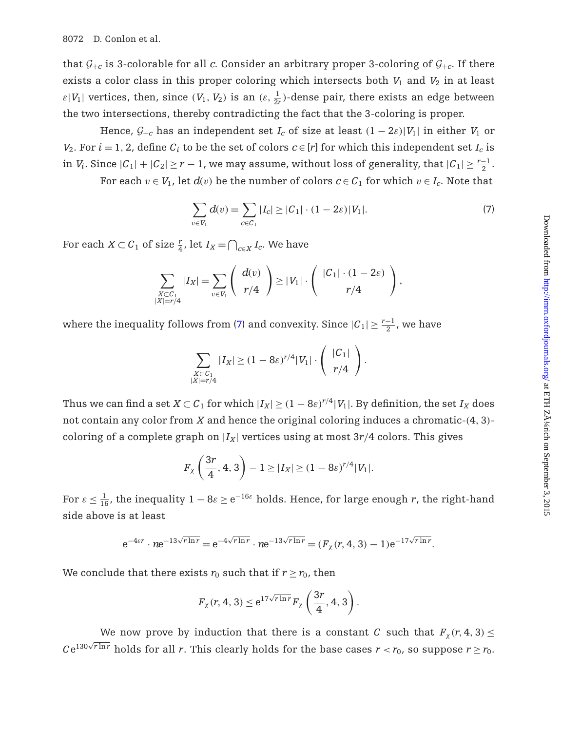that $\mathcal{G}_{+c}$ is 3-colorable for all $c$. Consider an arbitrary proper 3-coloring of $\mathcal{G}_{+c}$. If there exists a color class in this proper coloring which intersects both $V_1$ and $V_2$ in at least $\varepsilon|V_1|$ vertices, then, since $(V_1, V_2)$ is an $(\varepsilon, \frac{1}{2r})$-dense pair, there exists an edge between the two intersections, thereby contradicting the fact that the 3-coloring is proper.

Hence, $\mathcal{G}_{+c}$ has an independent set $I_c$ of size at least $(1-2\varepsilon)|V_1|$ in either $V_1$ or $V_2$. For $i = 1, 2$, define $C_i$ to be the set of colors $c \in [r]$ for which this independent set $I_c$ is in $V_i$. Since $|C_1| + |C_2| \geq r - 1$, we may assume, without loss of generality, that $|C_1| \geq \frac{r-1}{2}$.

For each $v \in V_1$, let $d(v)$ be the number of colors $c \in C_1$ for which $v \in I_c$. Note that

$$\sum_{v \in V_1} d(v) = \sum_{c \in C_1} |I_c| \geq |C_1| \cdot (1-2\varepsilon)|V_1|. \tag{7}$$

For each $X \subset C_1$ of size $\frac{r}{4}$, let $I_X = \bigcap_{c \in X} I_c$. We have

$$\sum_{\substack{X \subset C_1 \\ |X| = r/4}} |I_X| = \sum_{v \in V_1} \binom{d(v)}{r/4} \geq |V_1| \cdot \binom{|C_1| \cdot (1-2\varepsilon)}{r/4},$$

where the inequality follows from (7) and convexity. Since $|C_1| \geq \frac{r-1}{2}$, we have

$$\sum_{\substack{X \subset C_1 \\ |X| = r/4}} |I_X| \geq (1-8\varepsilon)^{r/4}|V_1| \cdot \binom{|C_1|}{r/4}.$$

Thus we can find a set $X \subset C_1$ for which $|I_X| \geq (1-8\varepsilon)^{r/4}|V_1|$. By definition, the set $I_X$ does not contain any color from $X$ and hence the original coloring induces a chromatic-$(4,3)$-coloring of a complete graph on $|I_X|$ vertices using at most $3r/4$ colors. This gives

$$F_\chi\left(\frac{3r}{4}, 4, 3\right) - 1 \geq |I_X| \geq (1-8\varepsilon)^{r/4}|V_1|.$$

For $\varepsilon \leq \frac{1}{16}$, the inequality $1 - 8\varepsilon \geq e^{-16\varepsilon}$ holds. Hence, for large enough $r$, the right-hand side above is at least

$$e^{-4\varepsilon r} \cdot n e^{-13\sqrt{r \ln r}} = e^{-4\sqrt{r \ln r}} \cdot n e^{-13\sqrt{r \ln r}} = (F_\chi(r, 4, 3) - 1)e^{-17\sqrt{r \ln r}}.$$

We conclude that there exists $r_0$ such that if $r \geq r_0$, then

$$F_\chi(r, 4, 3) \leq e^{17\sqrt{r \ln r}} F_\chi\left(\frac{3r}{4}, 4, 3\right).$$

We now prove by induction that there is a constant $C$ such that $F_\chi(r, 4, 3) \leq C e^{130\sqrt{r \ln r}}$ holds for all $r$. This clearly holds for the base cases $r < r_0$, so suppose $r \geq r_0$.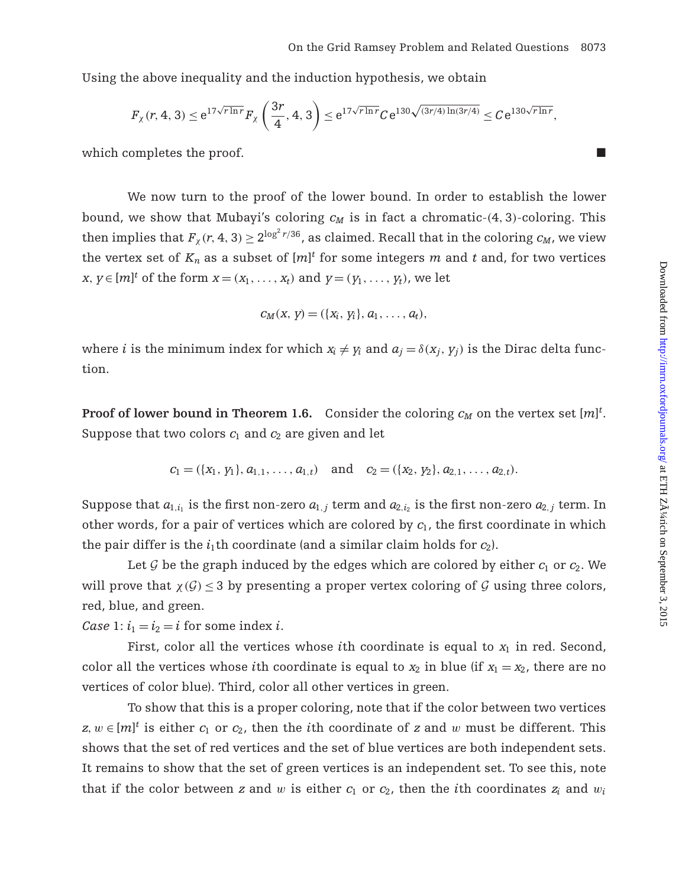Using the above inequality and the induction hypothesis, we obtain

$$F_\chi(r, 4, 3) \le e^{17\sqrt{r\ln r}} F_\chi\left(\frac{3r}{4}, 4, 3\right) \le e^{17\sqrt{r\ln r}} C e^{130\sqrt{(3r/4)\ln(3r/4)}} \le C e^{130\sqrt{r\ln r}},$$

which completes the proof. ■

We now turn to the proof of the lower bound. In order to establish the lower bound, we show that Mubayi's coloring $c_M$ is in fact a chromatic-$(4, 3)$-coloring. This then implies that $F_\chi(r, 4, 3) \ge 2^{\log^2 r/36}$, as claimed. Recall that in the coloring $c_M$, we view the vertex set of $K_n$ as a subset of $[m]^t$ for some integers $m$ and $t$ and, for two vertices $x, y \in [m]^t$ of the form $x = (x_1, \dots, x_t)$ and $y = (y_1, \dots, y_t)$, we let

$$c_M(x, y) = (\{x_i, y_i\}, a_1, \dots, a_t),$$

where $i$ is the minimum index for which $x_i \ne y_i$ and $a_j = \delta(x_j, y_j)$ is the Dirac delta function.

**Proof of lower bound in Theorem 1.6.** Consider the coloring $c_M$ on the vertex set $[m]^t$. Suppose that two colors $c_1$ and $c_2$ are given and let

$$c_1 = (\{x_1, y_1\}, a_{1,1}, \dots, a_{1,t}) \quad \text{and} \quad c_2 = (\{x_2, y_2\}, a_{2,1}, \dots, a_{2,t}).$$

Suppose that $a_{1,i_1}$ is the first non-zero $a_{1,j}$ term and $a_{2,i_2}$ is the first non-zero $a_{2,j}$ term. In other words, for a pair of vertices which are colored by $c_1$, the first coordinate in which the pair differ is the $i_1$th coordinate (and a similar claim holds for $c_2$).

Let $\mathcal{G}$ be the graph induced by the edges which are colored by either $c_1$ or $c_2$. We will prove that $\chi(\mathcal{G}) \le 3$ by presenting a proper vertex coloring of $\mathcal{G}$ using three colors, red, blue, and green.

*Case* 1: $i_1 = i_2 = i$ for some index $i$.

First, color all the vertices whose $i$th coordinate is equal to $x_1$ in red. Second, color all the vertices whose $i$th coordinate is equal to $x_2$ in blue (if $x_1 = x_2$, there are no vertices of color blue). Third, color all other vertices in green.

To show that this is a proper coloring, note that if the color between two vertices $z, w \in [m]^t$ is either $c_1$ or $c_2$, then the $i$th coordinate of $z$ and $w$ must be different. This shows that the set of red vertices and the set of blue vertices are both independent sets. It remains to show that the set of green vertices is an independent set. To see this, note that if the color between $z$ and $w$ is either $c_1$ or $c_2$, then the $i$th coordinates $z_i$ and $w_i$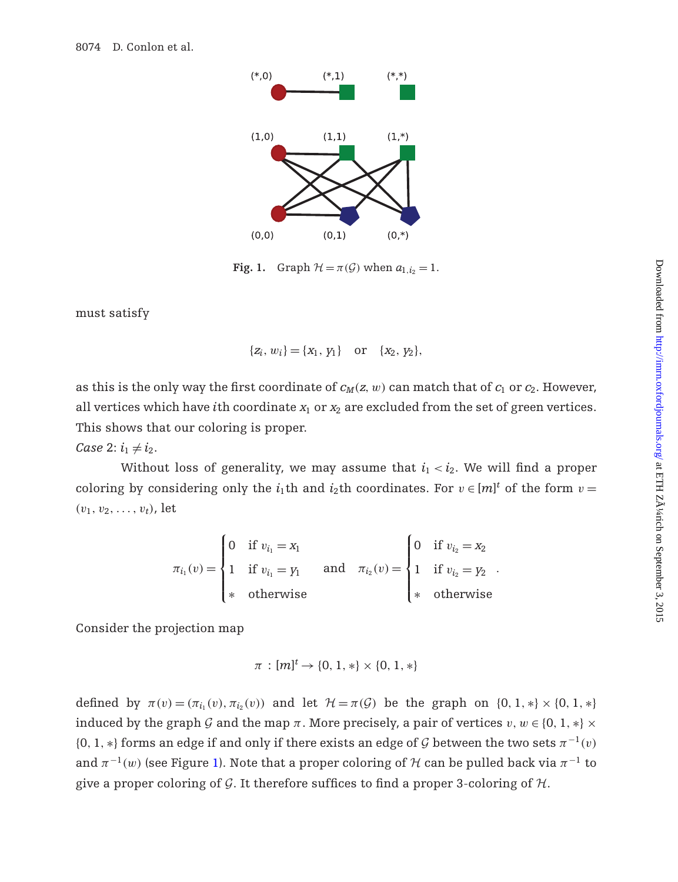Fig. 1. Graph $\mathcal{H} = \pi(\mathcal{G})$ when $a_{1,i_2} = 1$.

must satisfy

$$\{z_i, w_i\} = \{x_1, y_1\} \quad \text{or} \quad \{x_2, y_2\},$$

as this is the only way the first coordinate of $c_M(z, w)$ can match that of $c_1$ or $c_2$. However, all vertices which have $i$th coordinate $x_1$ or $x_2$ are excluded from the set of green vertices. This shows that our coloring is proper.

*Case* 2: $i_1 \neq i_2$.

Without loss of generality, we may assume that $i_1 < i_2$. We will find a proper coloring by considering only the $i_1$th and $i_2$th coordinates. For $v \in [m]^t$ of the form $v = (v_1, v_2, \ldots, v_t)$, let

$$\pi_{i_1}(v) = \begin{cases} 0 & \text{if } v_{i_1} = x_1 \\ 1 & \text{if } v_{i_1} = y_1 \\ * & \text{otherwise} \end{cases} \quad \text{and} \quad \pi_{i_2}(v) = \begin{cases} 0 & \text{if } v_{i_2} = x_2 \\ 1 & \text{if } v_{i_2} = y_2 \\ * & \text{otherwise} \end{cases}.$$

Consider the projection map

$$\pi : [m]^t \to \{0, 1, *\} \times \{0, 1, *\}$$

defined by $\pi(v) = (\pi_{i_1}(v), \pi_{i_2}(v))$ and let $\mathcal{H} = \pi(\mathcal{G})$ be the graph on $\{0, 1, *\} \times \{0, 1, *\}$ induced by the graph $\mathcal{G}$ and the map $\pi$. More precisely, a pair of vertices $v, w \in \{0, 1, *\} \times \{0, 1, *\}$ forms an edge if and only if there exists an edge of $\mathcal{G}$ between the two sets $\pi^{-1}(v)$ and $\pi^{-1}(w)$ (see Figure 1). Note that a proper coloring of $\mathcal{H}$ can be pulled back via $\pi^{-1}$ to give a proper coloring of $\mathcal{G}$. It therefore suffices to find a proper 3-coloring of $\mathcal{H}$.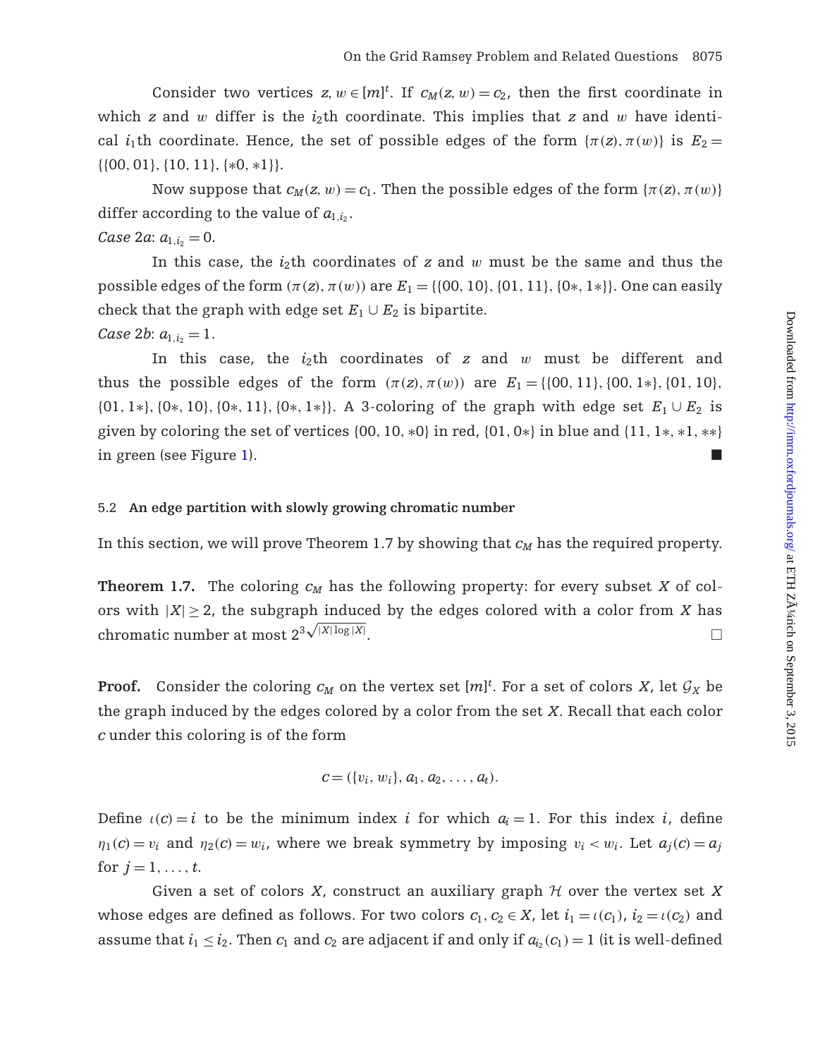Consider two vertices $z, w \in [m]^t$. If $c_M(z, w) = c_2$, then the first coordinate in which $z$ and $w$ differ is the $i_2$th coordinate. This implies that $z$ and $w$ have identical $i_1$th coordinate. Hence, the set of possible edges of the form $\{\pi(z), \pi(w)\}$ is $E_2 = \{\{00, 01\}, \{10, 11\}, \{*0, *1\}\}$.

Now suppose that $c_M(z, w) = c_1$. Then the possible edges of the form $\{\pi(z), \pi(w)\}$ differ according to the value of $a_{1,i_2}$.

*Case* 2*a*: $a_{1,i_2} = 0$.

In this case, the $i_2$th coordinates of $z$ and $w$ must be the same and thus the possible edges of the form $(\pi(z), \pi(w))$ are $E_1 = \{\{00, 10\}, \{01, 11\}, \{0*, 1*\}\}$. One can easily check that the graph with edge set $E_1 \cup E_2$ is bipartite.

*Case* 2*b*: $a_{1,i_2} = 1$.

In this case, the $i_2$th coordinates of $z$ and $w$ must be different and thus the possible edges of the form $(\pi(z), \pi(w))$ are $E_1 = \{\{00, 11\}, \{00, 1*\}, \{01, 10\}, \{01, 1*\}, \{0*, 10\}, \{0*, 11\}, \{0*, 1*\}\}$. A 3-coloring of the graph with edge set $E_1 \cup E_2$ is given by coloring the set of vertices $\{00, 10, *0\}$ in red, $\{01, 0*\}$ in blue and $\{11, 1*, *1, **\}$ in green (see Figure 1). ■

### 5.2 An edge partition with slowly growing chromatic number

In this section, we will prove Theorem 1.7 by showing that $c_M$ has the required property.

**Theorem 1.7.** The coloring $c_M$ has the following property: for every subset $X$ of colors with $|X| \geq 2$, the subgraph induced by the edges colored with a color from $X$ has chromatic number at most $2^{3\sqrt{|X| \log |X|}}$. □

**Proof.** Consider the coloring $c_M$ on the vertex set $[m]^t$. For a set of colors $X$, let $\mathcal{G}_X$ be the graph induced by the edges colored by a color from the set $X$. Recall that each color $c$ under this coloring is of the form

$$c = (\{v_i, w_i\}, a_1, a_2, \ldots, a_t).$$

Define $\iota(c) = i$ to be the minimum index $i$ for which $a_i = 1$. For this index $i$, define $\eta_1(c) = v_i$ and $\eta_2(c) = w_i$, where we break symmetry by imposing $v_i < w_i$. Let $a_j(c) = a_j$ for $j = 1, \ldots, t$.

Given a set of colors $X$, construct an auxiliary graph $\mathcal{H}$ over the vertex set $X$ whose edges are defined as follows. For two colors $c_1, c_2 \in X$, let $i_1 = \iota(c_1)$, $i_2 = \iota(c_2)$ and assume that $i_1 \leq i_2$. Then $c_1$ and $c_2$ are adjacent if and only if $a_{i_2}(c_1) = 1$ (it is well-defined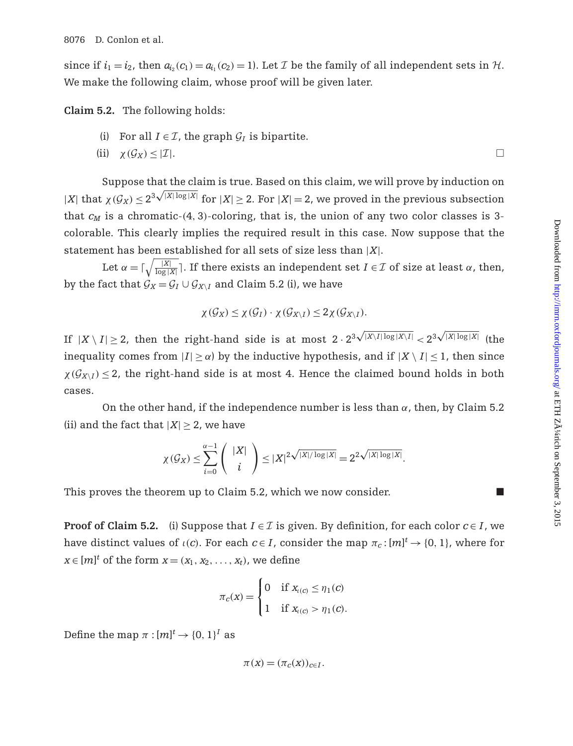since if $i_1 = i_2$, then $a_{i_2}(c_1) = a_{i_1}(c_2) = 1$). Let $\mathcal{I}$ be the family of all independent sets in $\mathcal{H}$. We make the following claim, whose proof will be given later.

**Claim 5.2.** The following holds:

(i) For all $I \in \mathcal{I}$, the graph $\mathcal{G}_I$ is bipartite.

(ii) $\chi(\mathcal{G}_X) \le |\mathcal{I}|$. □

Suppose that the claim is true. Based on this claim, we will prove by induction on $|X|$ that $\chi(\mathcal{G}_X) \le 2^{3\sqrt{|X|\log|X|}}$ for $|X| \ge 2$. For $|X| = 2$, we proved in the previous subsection that $c_M$ is a chromatic-$(4, 3)$-coloring, that is, the union of any two color classes is 3-colorable. This clearly implies the required result in this case. Now suppose that the statement has been established for all sets of size less than $|X|$.

Let $\alpha = \lceil \sqrt{\frac{|X|}{\log|X|}} \rceil$. If there exists an independent set $I \in \mathcal{I}$ of size at least $\alpha$, then, by the fact that $\mathcal{G}_X = \mathcal{G}_I \cup \mathcal{G}_{X \setminus I}$ and Claim 5.2 (i), we have

$$\chi(\mathcal{G}_X) \le \chi(\mathcal{G}_I) \cdot \chi(\mathcal{G}_{X \setminus I}) \le 2\chi(\mathcal{G}_{X \setminus I}).$$

If $|X \setminus I| \ge 2$, then the right-hand side is at most $2 \cdot 2^{3\sqrt{|X \setminus I| \log|X \setminus I|}} < 2^{3\sqrt{|X|\log|X|}}$ (the inequality comes from $|I| \ge \alpha$) by the inductive hypothesis, and if $|X \setminus I| \le 1$, then since $\chi(\mathcal{G}_{X \setminus I}) \le 2$, the right-hand side is at most 4. Hence the claimed bound holds in both cases.

On the other hand, if the independence number is less than $\alpha$, then, by Claim 5.2 (ii) and the fact that $|X| \ge 2$, we have

$$\chi(\mathcal{G}_X) \le \sum_{i=0}^{\alpha-1} \binom{|X|}{i} \le |X|^{2\sqrt{|X|/\log|X|}} = 2^{2\sqrt{|X|\log|X|}}.$$

This proves the theorem up to Claim 5.2, which we now consider. ■

**Proof of Claim 5.2.** (i) Suppose that $I \in \mathcal{I}$ is given. By definition, for each color $c \in I$, we have distinct values of $\iota(c)$. For each $c \in I$, consider the map $\pi_c : [m]^t \to \{0, 1\}$, where for $x \in [m]^t$ of the form $x = (x_1, x_2, \ldots, x_t)$, we define

$$\pi_c(x) = \begin{cases} 0 & \text{if } x_{\iota(c)} \le \eta_1(c) \\ 1 & \text{if } x_{\iota(c)} > \eta_1(c). \end{cases}$$

Define the map $\pi : [m]^t \to \{0, 1\}^I$ as

$$\pi(x) = (\pi_c(x))_{c \in I}.$$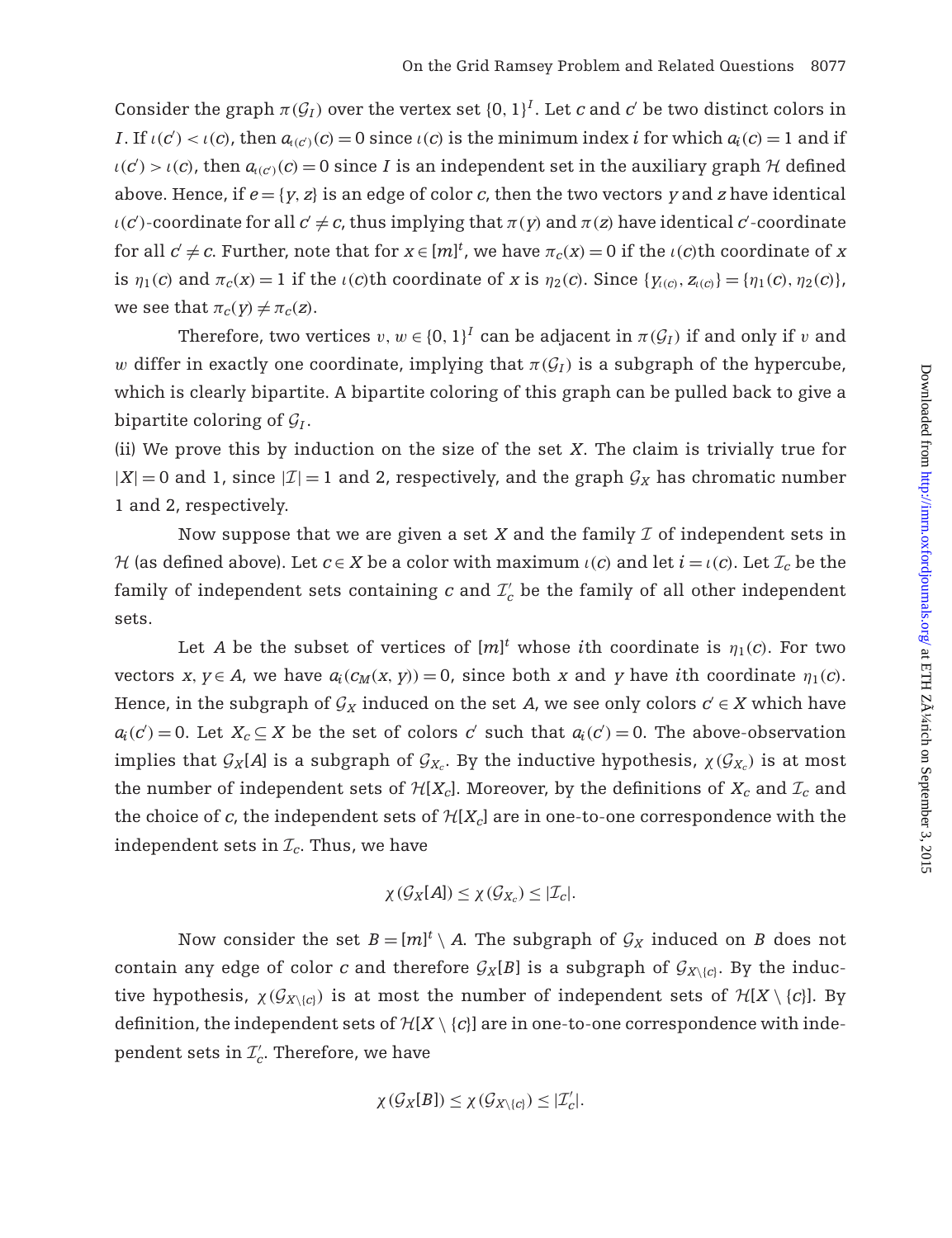Consider the graph $\pi(\mathcal{G}_I)$ over the vertex set $\{0, 1\}^I$. Let $c$ and $c'$ be two distinct colors in $I$. If $\iota(c') < \iota(c)$, then $a_{\iota(c')}(c) = 0$ since $\iota(c)$ is the minimum index $i$ for which $a_i(c) = 1$ and if $\iota(c') > \iota(c)$, then $a_{\iota(c')}(c) = 0$ since $I$ is an independent set in the auxiliary graph $\mathcal{H}$ defined above. Hence, if $e = \{y, z\}$ is an edge of color $c$, then the two vectors $y$ and $z$ have identical $\iota(c')$-coordinate for all $c' \neq c$, thus implying that $\pi(y)$ and $\pi(z)$ have identical $c'$-coordinate for all $c' \neq c$. Further, note that for $x \in [m]^t$, we have $\pi_c(x) = 0$ if the $\iota(c)$th coordinate of $x$ is $\eta_1(c)$ and $\pi_c(x) = 1$ if the $\iota(c)$th coordinate of $x$ is $\eta_2(c)$. Since $\{y_{\iota(c)}, z_{\iota(c)}\} = \{\eta_1(c), \eta_2(c)\}$, we see that $\pi_c(y) \neq \pi_c(z)$.

Therefore, two vertices $v, w \in \{0, 1\}^I$ can be adjacent in $\pi(\mathcal{G}_I)$ if and only if $v$ and $w$ differ in exactly one coordinate, implying that $\pi(\mathcal{G}_I)$ is a subgraph of the hypercube, which is clearly bipartite. A bipartite coloring of this graph can be pulled back to give a bipartite coloring of $\mathcal{G}_I$.

(ii) We prove this by induction on the size of the set $X$. The claim is trivially true for $|X| = 0$ and 1, since $|\mathcal{I}| = 1$ and 2, respectively, and the graph $\mathcal{G}_X$ has chromatic number 1 and 2, respectively.

Now suppose that we are given a set $X$ and the family $\mathcal{I}$ of independent sets in $\mathcal{H}$ (as defined above). Let $c \in X$ be a color with maximum $\iota(c)$ and let $i = \iota(c)$. Let $\mathcal{I}_c$ be the family of independent sets containing $c$ and $\mathcal{I}'_c$ be the family of all other independent sets.

Let $A$ be the subset of vertices of $[m]^t$ whose $i$th coordinate is $\eta_1(c)$. For two vectors $x, y \in A$, we have $a_i(c_M(x, y)) = 0$, since both $x$ and $y$ have $i$th coordinate $\eta_1(c)$. Hence, in the subgraph of $\mathcal{G}_X$ induced on the set $A$, we see only colors $c' \in X$ which have $a_i(c') = 0$. Let $X_c \subseteq X$ be the set of colors $c'$ such that $a_i(c') = 0$. The above-observation implies that $\mathcal{G}_X[A]$ is a subgraph of $\mathcal{G}_{X_c}$. By the inductive hypothesis, $\chi(\mathcal{G}_{X_c})$ is at most the number of independent sets of $\mathcal{H}[X_c]$. Moreover, by the definitions of $X_c$ and $\mathcal{I}_c$ and the choice of $c$, the independent sets of $\mathcal{H}[X_c]$ are in one-to-one correspondence with the independent sets in $\mathcal{I}_c$. Thus, we have

$$\chi(\mathcal{G}_X[A]) \leq \chi(\mathcal{G}_{X_c}) \leq |\mathcal{I}_c|.$$

Now consider the set $B = [m]^t \setminus A$. The subgraph of $\mathcal{G}_X$ induced on $B$ does not contain any edge of color $c$ and therefore $\mathcal{G}_X[B]$ is a subgraph of $\mathcal{G}_{X\setminus\{c\}}$. By the inductive hypothesis, $\chi(\mathcal{G}_{X\setminus\{c\}})$ is at most the number of independent sets of $\mathcal{H}[X \setminus \{c\}]$. By definition, the independent sets of $\mathcal{H}[X \setminus \{c\}]$ are in one-to-one correspondence with independent sets in $\mathcal{I}'_c$. Therefore, we have

$$\chi(\mathcal{G}_X[B]) \leq \chi(\mathcal{G}_{X\setminus\{c\}}) \leq |\mathcal{I}'_c|.$$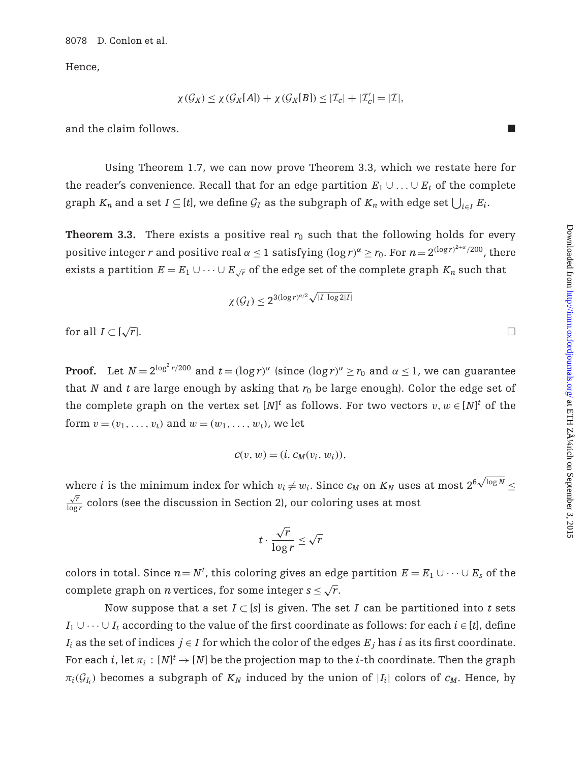Hence,

$$\chi(\mathcal{G}_X) \leq \chi(\mathcal{G}_X[A]) + \chi(\mathcal{G}_X[B]) \leq |\mathcal{I}_c| + |\mathcal{I}'_c| = |\mathcal{I}|,$$

and the claim follows. ■

Using Theorem 1.7, we can now prove Theorem 3.3, which we restate here for the reader's convenience. Recall that for an edge partition $E_1 \cup \ldots \cup E_t$ of the complete graph $K_n$ and a set $I \subseteq [t]$, we define $\mathcal{G}_I$ as the subgraph of $K_n$ with edge set $\bigcup_{i \in I} E_i$.

**Theorem 3.3.** There exists a positive real $r_0$ such that the following holds for every positive integer $r$ and positive real $\alpha \leq 1$ satisfying $(\log r)^\alpha \geq r_0$. For $n = 2^{(\log r)^{2+\alpha}/200}$, there exists a partition $E = E_1 \cup \cdots \cup E_{\sqrt{r}}$ of the edge set of the complete graph $K_n$ such that

$$\chi(\mathcal{G}_I) \leq 2^{3(\log r)^{\alpha/2}\sqrt{|I| \log 2|I|}}$$

for all $I \subset [\sqrt{r}]$. □

**Proof.** Let $N = 2^{\log^2 r/200}$ and $t = (\log r)^\alpha$ (since $(\log r)^\alpha \geq r_0$ and $\alpha \leq 1$, we can guarantee that $N$ and $t$ are large enough by asking that $r_0$ be large enough). Color the edge set of the complete graph on the vertex set $[N]^t$ as follows. For two vectors $v, w \in [N]^t$ of the form $v = (v_1, \ldots, v_t)$ and $w = (w_1, \ldots, w_t)$, we let

$$c(v, w) = (i, c_M(v_i, w_i)),$$

where $i$ is the minimum index for which $v_i \neq w_i$. Since $c_M$ on $K_N$ uses at most $2^{6\sqrt{\log N}} \leq \frac{\sqrt{r}}{\log r}$ colors (see the discussion in Section 2), our coloring uses at most

$$t \cdot \frac{\sqrt{r}}{\log r} \leq \sqrt{r}$$

colors in total. Since $n = N^t$, this coloring gives an edge partition $E = E_1 \cup \cdots \cup E_s$ of the complete graph on $n$ vertices, for some integer $s \leq \sqrt{r}$.

Now suppose that a set $I \subset [s]$ is given. The set $I$ can be partitioned into $t$ sets $I_1 \cup \cdots \cup I_t$ according to the value of the first coordinate as follows: for each $i \in [t]$, define $I_i$ as the set of indices $j \in I$ for which the color of the edges $E_j$ has $i$ as its first coordinate. For each $i$, let $\pi_i : [N]^t \to [N]$ be the projection map to the $i$-th coordinate. Then the graph $\pi_i(\mathcal{G}_{I_i})$ becomes a subgraph of $K_N$ induced by the union of $|I_i|$ colors of $c_M$. Hence, by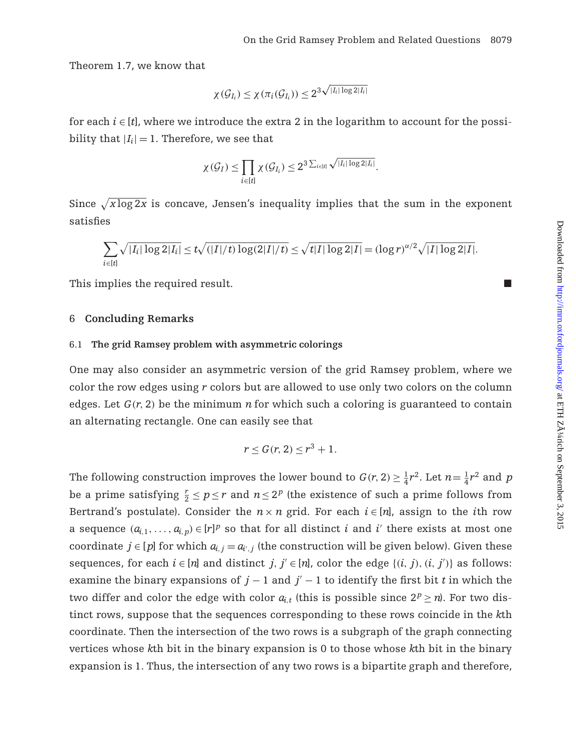Theorem 1.7, we know that

$$\chi(\mathcal{G}_{I_i}) \leq \chi(\pi_i(\mathcal{G}_{I_i})) \leq 2^{3\sqrt{|I_i|\log 2|I_i|}}$$

for each $i \in [t]$, where we introduce the extra 2 in the logarithm to account for the possibility that $|I_i| = 1$. Therefore, we see that

$$\chi(\mathcal{G}_I) \leq \prod_{i\in[t]} \chi(\mathcal{G}_{I_i}) \leq 2^{3\sum_{i\in[t]}\sqrt{|I_i|\log 2|I_i|}}.$$

Since $\sqrt{x \log 2x}$ is concave, Jensen's inequality implies that the sum in the exponent satisfies

$$\sum_{i\in[t]} \sqrt{|I_i|\log 2|I_i|} \leq t\sqrt{(|I|/t)\log(2|I|/t)} \leq \sqrt{t|I|\log 2|I|} = (\log r)^{\alpha/2}\sqrt{|I|\log 2|I|}.$$

This implies the required result. ■

## 6 Concluding Remarks

### 6.1 The grid Ramsey problem with asymmetric colorings

One may also consider an asymmetric version of the grid Ramsey problem, where we color the row edges using $r$ colors but are allowed to use only two colors on the column edges. Let $G(r, 2)$ be the minimum $n$ for which such a coloring is guaranteed to contain an alternating rectangle. One can easily see that

$$r \leq G(r, 2) \leq r^3 + 1.$$

The following construction improves the lower bound to $G(r, 2) \geq \frac{1}{4}r^2$. Let $n = \frac{1}{4}r^2$ and $p$ be a prime satisfying $\frac{r}{2} \leq p \leq r$ and $n \leq 2^p$ (the existence of such a prime follows from Bertrand's postulate). Consider the $n \times n$ grid. For each $i \in [n]$, assign to the $i$th row a sequence $(a_{i,1}, \ldots, a_{i,p}) \in [r]^p$ so that for all distinct $i$ and $i'$ there exists at most one coordinate $j \in [p]$ for which $a_{i,j} = a_{i',j}$ (the construction will be given below). Given these sequences, for each $i \in [n]$ and distinct $j, j' \in [n]$, color the edge $\{(i, j), (i, j')\}$ as follows: examine the binary expansions of $j - 1$ and $j' - 1$ to identify the first bit $t$ in which the two differ and color the edge with color $a_{i,t}$ (this is possible since $2^p \geq n$). For two distinct rows, suppose that the sequences corresponding to these rows coincide in the $k$th coordinate. Then the intersection of the two rows is a subgraph of the graph connecting vertices whose $k$th bit in the binary expansion is 0 to those whose $k$th bit in the binary expansion is 1. Thus, the intersection of any two rows is a bipartite graph and therefore,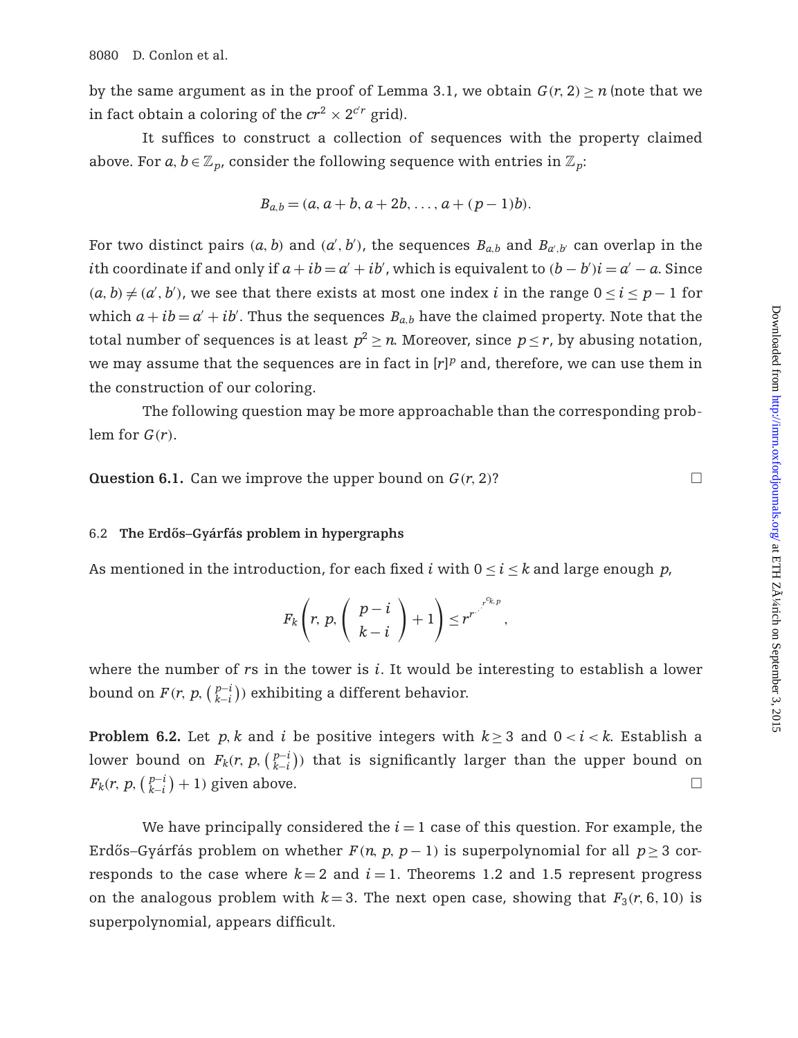by the same argument as in the proof of Lemma 3.1, we obtain $G(r, 2) \geq n$ (note that we in fact obtain a coloring of the $cr^2 \times 2^{c'r}$ grid).

It suffices to construct a collection of sequences with the property claimed above. For $a, b \in \mathbb{Z}_p$, consider the following sequence with entries in $\mathbb{Z}_p$:

$$B_{a,b} = (a, a+b, a+2b, \ldots, a+(p-1)b).$$

For two distinct pairs $(a, b)$ and $(a', b')$, the sequences $B_{a,b}$ and $B_{a',b'}$ can overlap in the $i$th coordinate if and only if $a + ib = a' + ib'$, which is equivalent to $(b - b')i = a' - a$. Since $(a, b) \neq (a', b')$, we see that there exists at most one index $i$ in the range $0 \leq i \leq p-1$ for which $a + ib = a' + ib'$. Thus the sequences $B_{a,b}$ have the claimed property. Note that the total number of sequences is at least $p^2 \geq n$. Moreover, since $p \leq r$, by abusing notation, we may assume that the sequences are in fact in $[r]^p$ and, therefore, we can use them in the construction of our coloring.

The following question may be more approachable than the corresponding problem for $G(r)$.

**Question 6.1.** Can we improve the upper bound on $G(r, 2)$? □

## 6.2 The Erdős–Gyárfás problem in hypergraphs

As mentioned in the introduction, for each fixed $i$ with $0 \leq i \leq k$ and large enough $p$,

$$F_k\left(r, p, \binom{p-i}{k-i} + 1\right) \leq r^{r^{\cdot^{\cdot^{\cdot^{r^{c_{k,p}}}}}}},$$

where the number of $r$s in the tower is $i$. It would be interesting to establish a lower bound on $F(r, p, \binom{p-i}{k-i})$ exhibiting a different behavior.

**Problem 6.2.** Let $p, k$ and $i$ be positive integers with $k \geq 3$ and $0 < i < k$. Establish a lower bound on $F_k(r, p, \binom{p-i}{k-i})$ that is significantly larger than the upper bound on $F_k(r, p, \binom{p-i}{k-i} + 1)$ given above. □

We have principally considered the $i = 1$ case of this question. For example, the Erdős–Gyárfás problem on whether $F(n, p, p-1)$ is superpolynomial for all $p \geq 3$ corresponds to the case where $k = 2$ and $i = 1$. Theorems 1.2 and 1.5 represent progress on the analogous problem with $k = 3$. The next open case, showing that $F_3(r, 6, 10)$ is superpolynomial, appears difficult.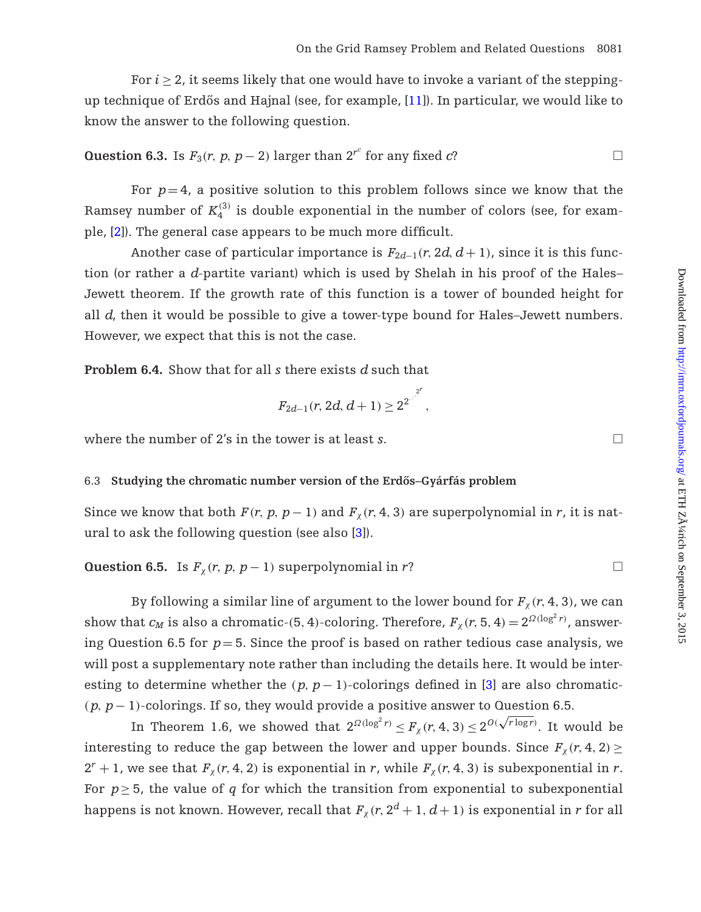For $i \geq 2$, it seems likely that one would have to invoke a variant of the stepping-up technique of Erdős and Hajnal (see, for example, [11]). In particular, we would like to know the answer to the following question.

**Question 6.3.** Is $F_3(r, p, p-2)$ larger than $2^{r^c}$ for any fixed $c$? □

For $p=4$, a positive solution to this problem follows since we know that the Ramsey number of $K_4^{(3)}$ is double exponential in the number of colors (see, for example, [2]). The general case appears to be much more difficult.

Another case of particular importance is $F_{2d-1}(r, 2d, d+1)$, since it is this function (or rather a $d$-partite variant) which is used by Shelah in his proof of the Hales–Jewett theorem. If the growth rate of this function is a tower of bounded height for all $d$, then it would be possible to give a tower-type bound for Hales–Jewett numbers. However, we expect that this is not the case.

**Problem 6.4.** Show that for all $s$ there exists $d$ such that

$$F_{2d-1}(r, 2d, d+1) \geq 2^{2^{\cdot^{\cdot^{2^r}}}},$$

where the number of 2's in the tower is at least $s$. □

### 6.3 Studying the chromatic number version of the Erdős–Gyárfás problem

Since we know that both $F(r, p, p-1)$ and $F_\chi(r, 4, 3)$ are superpolynomial in $r$, it is natural to ask the following question (see also [3]).

**Question 6.5.** Is $F_\chi(r, p, p-1)$ superpolynomial in $r$? □

By following a similar line of argument to the lower bound for $F_\chi(r, 4, 3)$, we can show that $c_M$ is also a chromatic-(5, 4)-coloring. Therefore, $F_\chi(r, 5, 4) = 2^{\Omega(\log^2 r)}$, answering Question 6.5 for $p=5$. Since the proof is based on rather tedious case analysis, we will post a supplementary note rather than including the details here. It would be interesting to determine whether the $(p, p-1)$-colorings defined in [3] are also chromatic-$(p, p-1)$-colorings. If so, they would provide a positive answer to Question 6.5.

In Theorem 1.6, we showed that $2^{\Omega(\log^2 r)} \leq F_\chi(r, 4, 3) \leq 2^{O(\sqrt{r \log r})}$. It would be interesting to reduce the gap between the lower and upper bounds. Since $F_\chi(r, 4, 2) \geq 2^r + 1$, we see that $F_\chi(r, 4, 2)$ is exponential in $r$, while $F_\chi(r, 4, 3)$ is subexponential in $r$. For $p \geq 5$, the value of $q$ for which the transition from exponential to subexponential happens is not known. However, recall that $F_\chi(r, 2^d+1, d+1)$ is exponential in $r$ for all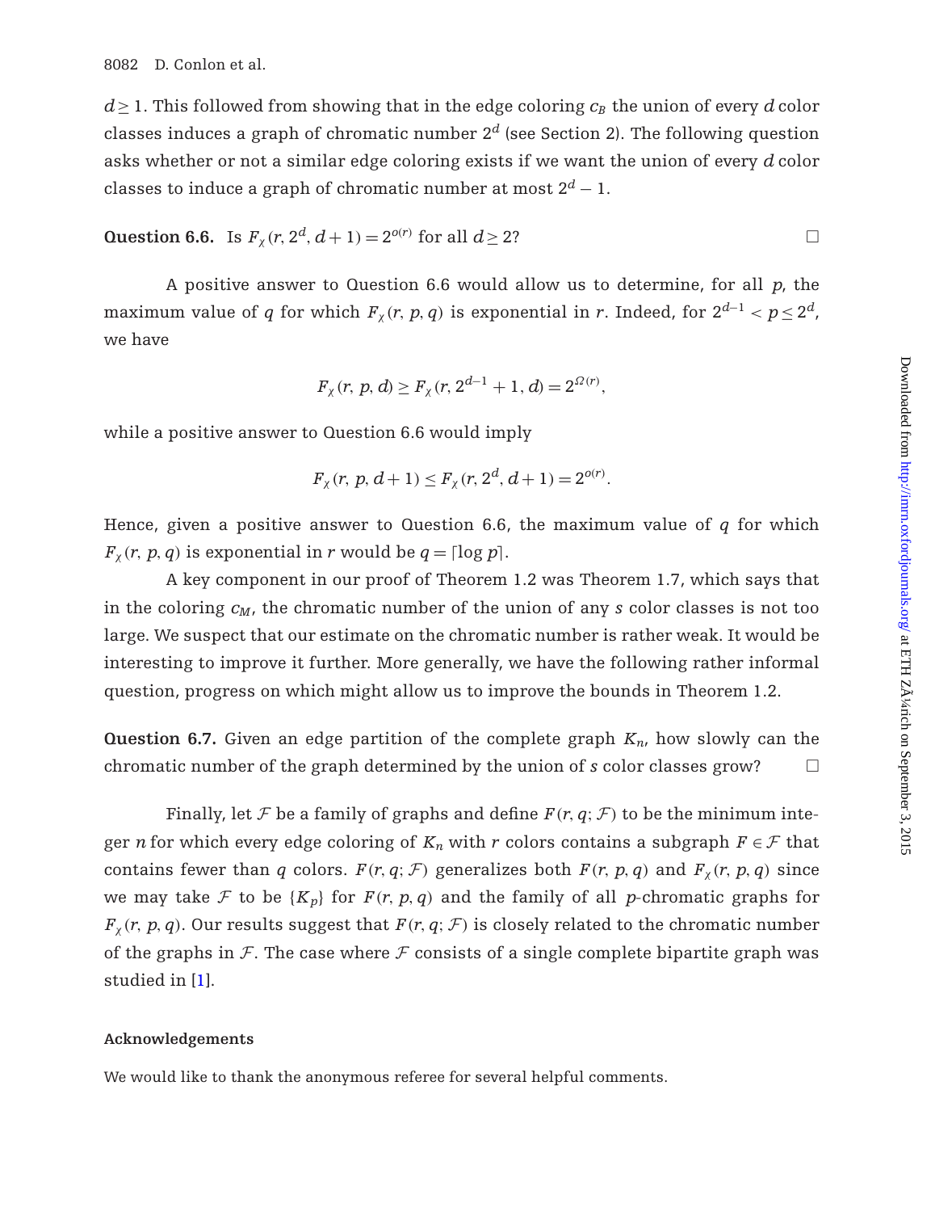$d \geq 1$. This followed from showing that in the edge coloring $c_B$ the union of every $d$ color classes induces a graph of chromatic number $2^d$ (see Section 2). The following question asks whether or not a similar edge coloring exists if we want the union of every $d$ color classes to induce a graph of chromatic number at most $2^d - 1$.

**Question 6.6.** Is $F_\chi(r, 2^d, d+1) = 2^{o(r)}$ for all $d \geq 2$? □

A positive answer to Question 6.6 would allow us to determine, for all $p$, the maximum value of $q$ for which $F_\chi(r, p, q)$ is exponential in $r$. Indeed, for $2^{d-1} < p \leq 2^d$, we have

$$F_\chi(r, p, d) \geq F_\chi(r, 2^{d-1} + 1, d) = 2^{\Omega(r)},$$

while a positive answer to Question 6.6 would imply

$$F_\chi(r, p, d+1) \leq F_\chi(r, 2^d, d+1) = 2^{o(r)}.$$

Hence, given a positive answer to Question 6.6, the maximum value of $q$ for which $F_\chi(r, p, q)$ is exponential in $r$ would be $q = \lceil \log p \rceil$.

A key component in our proof of Theorem 1.2 was Theorem 1.7, which says that in the coloring $c_M$, the chromatic number of the union of any $s$ color classes is not too large. We suspect that our estimate on the chromatic number is rather weak. It would be interesting to improve it further. More generally, we have the following rather informal question, progress on which might allow us to improve the bounds in Theorem 1.2.

**Question 6.7.** Given an edge partition of the complete graph $K_n$, how slowly can the chromatic number of the graph determined by the union of $s$ color classes grow? □

Finally, let $\mathcal{F}$ be a family of graphs and define $F(r, q; \mathcal{F})$ to be the minimum integer $n$ for which every edge coloring of $K_n$ with $r$ colors contains a subgraph $F \in \mathcal{F}$ that contains fewer than $q$ colors. $F(r, q; \mathcal{F})$ generalizes both $F(r, p, q)$ and $F_\chi(r, p, q)$ since we may take $\mathcal{F}$ to be $\{K_p\}$ for $F(r, p, q)$ and the family of all $p$-chromatic graphs for $F_\chi(r, p, q)$. Our results suggest that $F(r, q; \mathcal{F})$ is closely related to the chromatic number of the graphs in $\mathcal{F}$. The case where $\mathcal{F}$ consists of a single complete bipartite graph was studied in [1].

#### Acknowledgements

We would like to thank the anonymous referee for several helpful comments.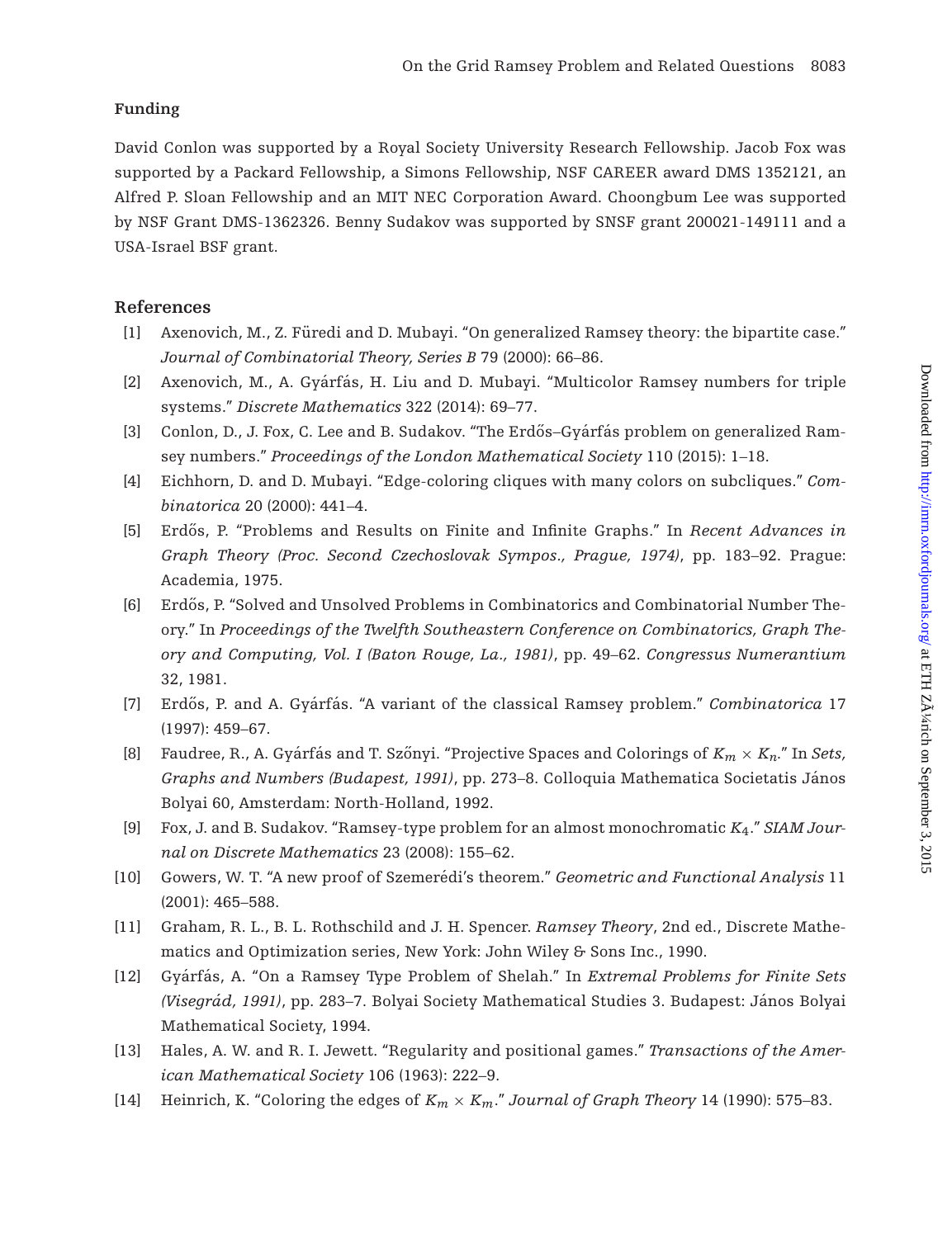## Funding

David Conlon was supported by a Royal Society University Research Fellowship. Jacob Fox was supported by a Packard Fellowship, a Simons Fellowship, NSF CAREER award DMS 1352121, an Alfred P. Sloan Fellowship and an MIT NEC Corporation Award. Choongbum Lee was supported by NSF Grant DMS-1362326. Benny Sudakov was supported by SNSF grant 200021-149111 and a USA-Israel BSF grant.

## References

[1] Axenovich, M., Z. Füredi and D. Mubayi. "On generalized Ramsey theory: the bipartite case." *Journal of Combinatorial Theory, Series B* 79 (2000): 66–86.

[2] Axenovich, M., A. Gyárfás, H. Liu and D. Mubayi. "Multicolor Ramsey numbers for triple systems." *Discrete Mathematics* 322 (2014): 69–77.

[3] Conlon, D., J. Fox, C. Lee and B. Sudakov. "The Erdős–Gyárfás problem on generalized Ramsey numbers." *Proceedings of the London Mathematical Society* 110 (2015): 1–18.

[4] Eichhorn, D. and D. Mubayi. "Edge-coloring cliques with many colors on subcliques." *Combinatorica* 20 (2000): 441–4.

[5] Erdős, P. "Problems and Results on Finite and Infinite Graphs." In *Recent Advances in Graph Theory (Proc. Second Czechoslovak Sympos., Prague, 1974)*, pp. 183–92. Prague: Academia, 1975.

[6] Erdős, P. "Solved and Unsolved Problems in Combinatorics and Combinatorial Number Theory." In *Proceedings of the Twelfth Southeastern Conference on Combinatorics, Graph Theory and Computing, Vol. I (Baton Rouge, La., 1981)*, pp. 49–62. *Congressus Numerantium* 32, 1981.

[7] Erdős, P. and A. Gyárfás. "A variant of the classical Ramsey problem." *Combinatorica* 17 (1997): 459–67.

[8] Faudree, R., A. Gyárfás and T. Szőnyi. "Projective Spaces and Colorings of $K_m \times K_n$." In *Sets, Graphs and Numbers (Budapest, 1991)*, pp. 273–8. Colloquia Mathematica Societatis János Bolyai 60, Amsterdam: North-Holland, 1992.

[9] Fox, J. and B. Sudakov. "Ramsey-type problem for an almost monochromatic $K_4$." *SIAM Journal on Discrete Mathematics* 23 (2008): 155–62.

[10] Gowers, W. T. "A new proof of Szemerédi's theorem." *Geometric and Functional Analysis* 11 (2001): 465–588.

[11] Graham, R. L., B. L. Rothschild and J. H. Spencer. *Ramsey Theory*, 2nd ed., Discrete Mathematics and Optimization series, New York: John Wiley & Sons Inc., 1990.

[12] Gyárfás, A. "On a Ramsey Type Problem of Shelah." In *Extremal Problems for Finite Sets (Visegrád, 1991)*, pp. 283–7. Bolyai Society Mathematical Studies 3. Budapest: János Bolyai Mathematical Society, 1994.

[13] Hales, A. W. and R. I. Jewett. "Regularity and positional games." *Transactions of the American Mathematical Society* 106 (1963): 222–9.

[14] Heinrich, K. "Coloring the edges of $K_m \times K_m$." *Journal of Graph Theory* 14 (1990): 575–83.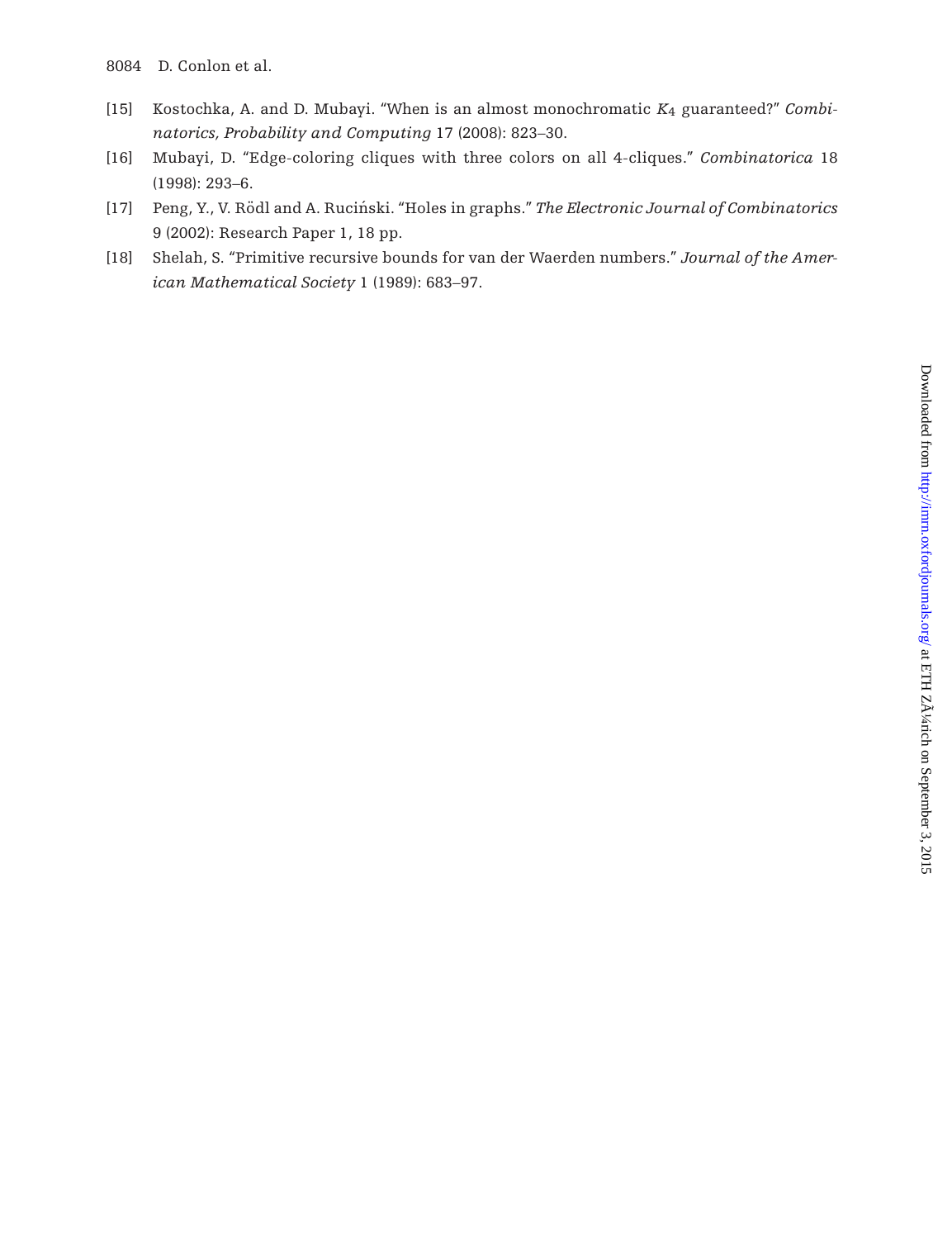[15] Kostochka, A. and D. Mubayi. "When is an almost monochromatic $K_4$ guaranteed?" *Combinatorics, Probability and Computing* 17 (2008): 823–30.

[16] Mubayi, D. "Edge-coloring cliques with three colors on all 4-cliques." *Combinatorica* 18 (1998): 293–6.

[17] Peng, Y., V. Rödl and A. Ruciński. "Holes in graphs." *The Electronic Journal of Combinatorics* 9 (2002): Research Paper 1, 18 pp.

[18] Shelah, S. "Primitive recursive bounds for van der Waerden numbers." *Journal of the American Mathematical Society* 1 (1989): 683–97.